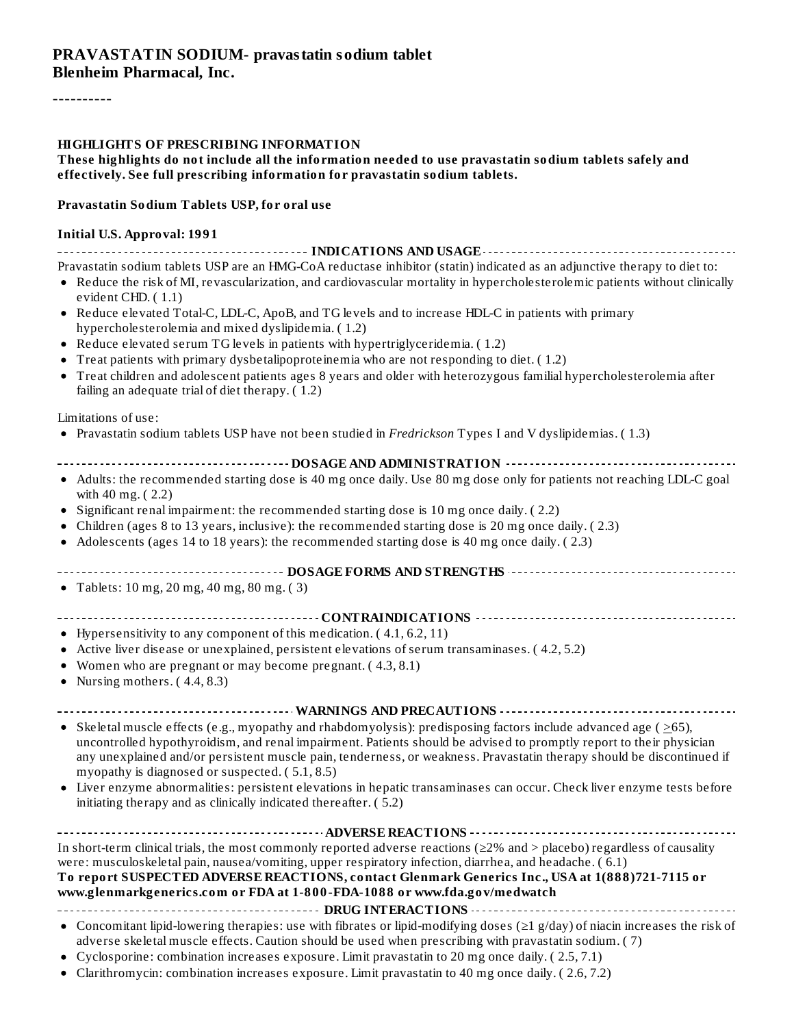# PRAVASTATIN SODIUM- pravastatin sodium tablet
**Blenheim Pharmacal, Inc.**

----------

**HIGHLIGHTS OF PRESCRIBING INFORMATION**
**These highlights do not include all the information needed to use pravastatin sodium tablets safely and effectively. See full prescribing information for pravastatin sodium tablets.**

**Pravastatin Sodium Tablets USP, for oral use**

**Initial U.S. Approval: 1991**

**INDICATIONS AND USAGE**

Pravastatin sodium tablets USP are an HMG-CoA reductase inhibitor (statin) indicated as an adjunctive therapy to diet to:

- Reduce the risk of MI, revascularization, and cardiovascular mortality in hypercholesterolemic patients without clinically evident CHD. ( 1.1)
- Reduce elevated Total-C, LDL-C, ApoB, and TG levels and to increase HDL-C in patients with primary hypercholesterolemia and mixed dyslipidemia. ( 1.2)
- Reduce elevated serum TG levels in patients with hypertriglyceridemia. ( 1.2)
- Treat patients with primary dysbetalipoproteinemia who are not responding to diet. ( 1.2)
- Treat children and adolescent patients ages 8 years and older with heterozygous familial hypercholesterolemia after failing an adequate trial of diet therapy. ( 1.2)

Limitations of use:

- Pravastatin sodium tablets USP have not been studied in *Fredrickson* Types I and V dyslipidemias. ( 1.3)

**DOSAGE AND ADMINISTRATION**

- Adults: the recommended starting dose is 40 mg once daily. Use 80 mg dose only for patients not reaching LDL-C goal with 40 mg. ( 2.2)
- Significant renal impairment: the recommended starting dose is 10 mg once daily. ( 2.2)
- Children (ages 8 to 13 years, inclusive): the recommended starting dose is 20 mg once daily. ( 2.3)
- Adolescents (ages 14 to 18 years): the recommended starting dose is 40 mg once daily. ( 2.3)

**DOSAGE FORMS AND STRENGTHS**

- Tablets: 10 mg, 20 mg, 40 mg, 80 mg. ( 3)

**CONTRAINDICATIONS**

- Hypersensitivity to any component of this medication. ( 4.1, 6.2, 11)
- Active liver disease or unexplained, persistent elevations of serum transaminases. ( 4.2, 5.2)
- Women who are pregnant or may become pregnant. ( 4.3, 8.1)
- Nursing mothers. ( 4.4, 8.3)

**WARNINGS AND PRECAUTIONS**

- Skeletal muscle effects (e.g., myopathy and rhabdomyolysis): predisposing factors include advanced age ( $\geq$65), uncontrolled hypothyroidism, and renal impairment. Patients should be advised to promptly report to their physician any unexplained and/or persistent muscle pain, tenderness, or weakness. Pravastatin therapy should be discontinued if myopathy is diagnosed or suspected. ( 5.1, 8.5)
- Liver enzyme abnormalities: persistent elevations in hepatic transaminases can occur. Check liver enzyme tests before initiating therapy and as clinically indicated thereafter. ( 5.2)

**ADVERSE REACTIONS**

In short-term clinical trials, the most commonly reported adverse reactions ($\geq$2% and > placebo) regardless of causality were: musculoskeletal pain, nausea/vomiting, upper respiratory infection, diarrhea, and headache. ( 6.1)

**To report SUSPECTED ADVERSE REACTIONS, contact Glenmark Generics Inc., USA at 1(888)721-7115 or www.glenmarkgenerics.com or FDA at 1-800-FDA-1088 or www.fda.gov/medwatch**

**DRUG INTERACTIONS**

- Concomitant lipid-lowering therapies: use with fibrates or lipid-modifying doses ($\geq$1 g/day) of niacin increases the risk of adverse skeletal muscle effects. Caution should be used when prescribing with pravastatin sodium. ( 7)
- Cyclosporine: combination increases exposure. Limit pravastatin to 20 mg once daily. ( 2.5, 7.1)
- Clarithromycin: combination increases exposure. Limit pravastatin to 40 mg once daily. ( 2.6, 7.2)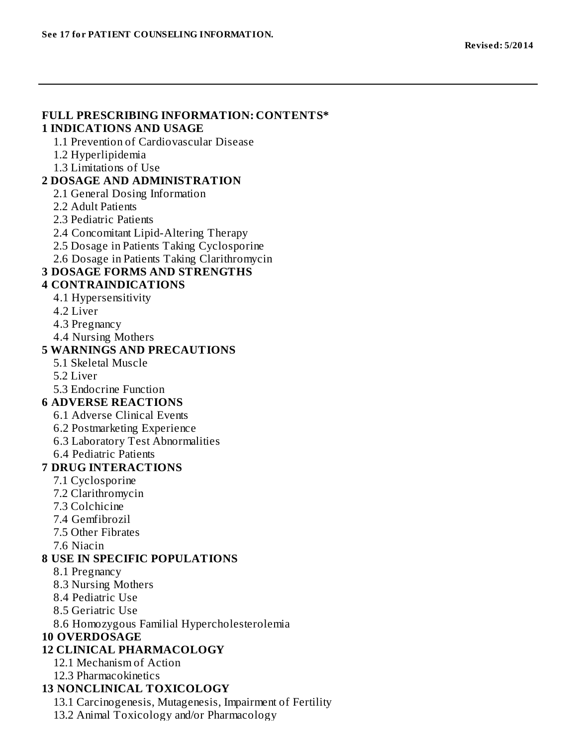**See 17 for PATIENT COUNSELING INFORMATION.**

**Revised: 5/2014**

---

## FULL PRESCRIBING INFORMATION: CONTENTS*

**1 INDICATIONS AND USAGE**

- 1.1 Prevention of Cardiovascular Disease
- 1.2 Hyperlipidemia
- 1.3 Limitations of Use

**2 DOSAGE AND ADMINISTRATION**

- 2.1 General Dosing Information
- 2.2 Adult Patients
- 2.3 Pediatric Patients
- 2.4 Concomitant Lipid-Altering Therapy
- 2.5 Dosage in Patients Taking Cyclosporine
- 2.6 Dosage in Patients Taking Clarithromycin

**3 DOSAGE FORMS AND STRENGTHS**

**4 CONTRAINDICATIONS**

- 4.1 Hypersensitivity
- 4.2 Liver
- 4.3 Pregnancy
- 4.4 Nursing Mothers

**5 WARNINGS AND PRECAUTIONS**

- 5.1 Skeletal Muscle
- 5.2 Liver
- 5.3 Endocrine Function

**6 ADVERSE REACTIONS**

- 6.1 Adverse Clinical Events
- 6.2 Postmarketing Experience
- 6.3 Laboratory Test Abnormalities
- 6.4 Pediatric Patients

**7 DRUG INTERACTIONS**

- 7.1 Cyclosporine
- 7.2 Clarithromycin
- 7.3 Colchicine
- 7.4 Gemfibrozil
- 7.5 Other Fibrates
- 7.6 Niacin

**8 USE IN SPECIFIC POPULATIONS**

- 8.1 Pregnancy
- 8.3 Nursing Mothers
- 8.4 Pediatric Use
- 8.5 Geriatric Use
- 8.6 Homozygous Familial Hypercholesterolemia

**10 OVERDOSAGE**

**12 CLINICAL PHARMACOLOGY**

- 12.1 Mechanism of Action
- 12.3 Pharmacokinetics

**13 NONCLINICAL TOXICOLOGY**

- 13.1 Carcinogenesis, Mutagenesis, Impairment of Fertility
- 13.2 Animal Toxicology and/or Pharmacology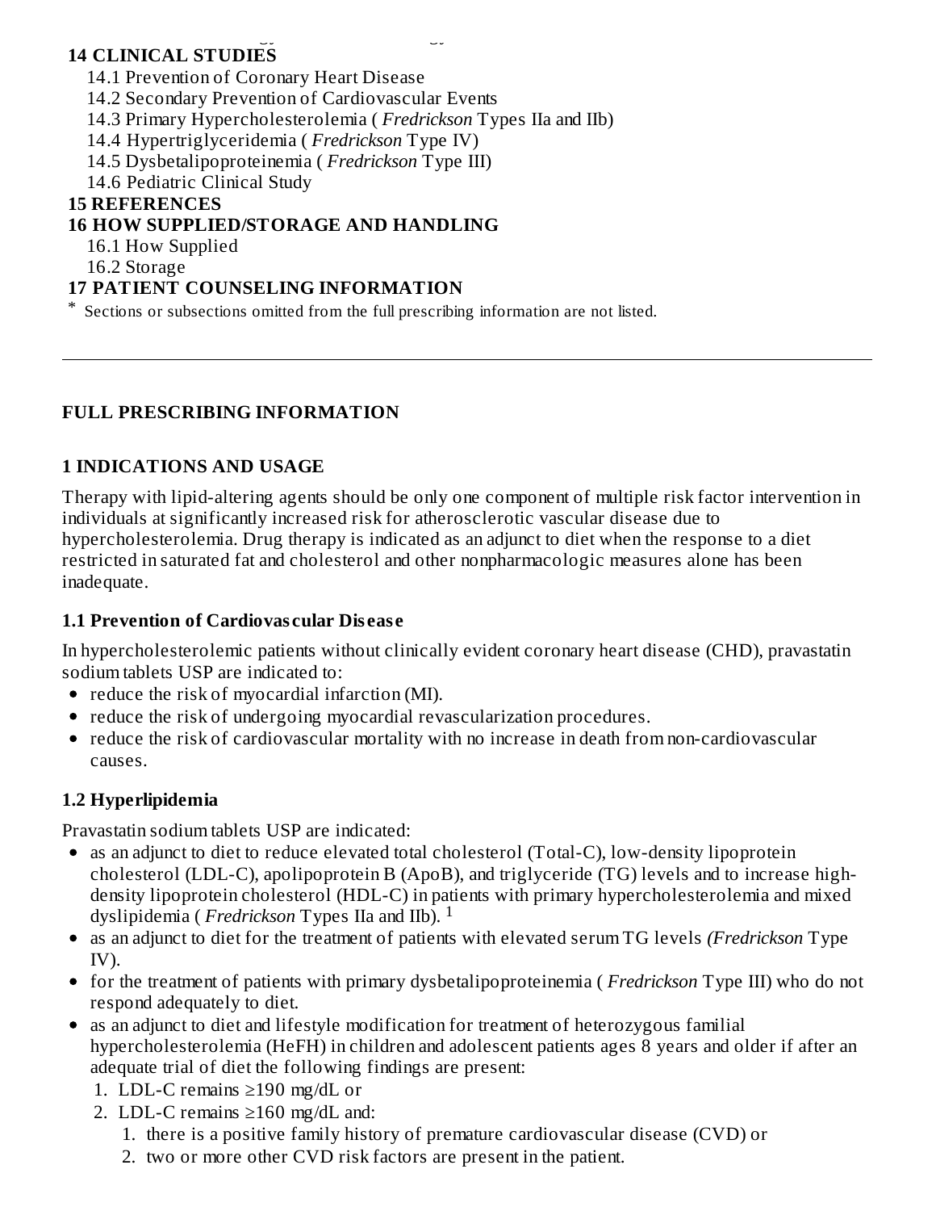**14 CLINICAL STUDIES**

14.1 Prevention of Coronary Heart Disease
14.2 Secondary Prevention of Cardiovascular Events
14.3 Primary Hypercholesterolemia ( *Fredrickson* Types IIa and IIb)
14.4 Hypertriglyceridemia ( *Fredrickson* Type IV)
14.5 Dysbetalipoproteinemia ( *Fredrickson* Type III)
14.6 Pediatric Clinical Study

**15 REFERENCES**

**16 HOW SUPPLIED/STORAGE AND HANDLING**

16.1 How Supplied
16.2 Storage

**17 PATIENT COUNSELING INFORMATION**

* Sections or subsections omitted from the full prescribing information are not listed.

---

## FULL PRESCRIBING INFORMATION

## 1 INDICATIONS AND USAGE

Therapy with lipid-altering agents should be only one component of multiple risk factor intervention in individuals at significantly increased risk for atherosclerotic vascular disease due to hypercholesterolemia. Drug therapy is indicated as an adjunct to diet when the response to a diet restricted in saturated fat and cholesterol and other nonpharmacologic measures alone has been inadequate.

### 1.1 Prevention of Cardiovascular Disease

In hypercholesterolemic patients without clinically evident coronary heart disease (CHD), pravastatin sodium tablets USP are indicated to:

- reduce the risk of myocardial infarction (MI).
- reduce the risk of undergoing myocardial revascularization procedures.
- reduce the risk of cardiovascular mortality with no increase in death from non-cardiovascular causes.

### 1.2 Hyperlipidemia

Pravastatin sodium tablets USP are indicated:

- as an adjunct to diet to reduce elevated total cholesterol (Total-C), low-density lipoprotein cholesterol (LDL-C), apolipoprotein B (ApoB), and triglyceride (TG) levels and to increase high-density lipoprotein cholesterol (HDL-C) in patients with primary hypercholesterolemia and mixed dyslipidemia ( *Fredrickson* Types IIa and IIb). [1]
- as an adjunct to diet for the treatment of patients with elevated serum TG levels *(Fredrickson* Type IV).
- for the treatment of patients with primary dysbetalipoproteinemia ( *Fredrickson* Type III) who do not respond adequately to diet.
- as an adjunct to diet and lifestyle modification for treatment of heterozygous familial hypercholesterolemia (HeFH) in children and adolescent patients ages 8 years and older if after an adequate trial of diet the following findings are present:
  1. LDL-C remains ≥190 mg/dL or
  2. LDL-C remains ≥160 mg/dL and:
     1. there is a positive family history of premature cardiovascular disease (CVD) or
     2. two or more other CVD risk factors are present in the patient.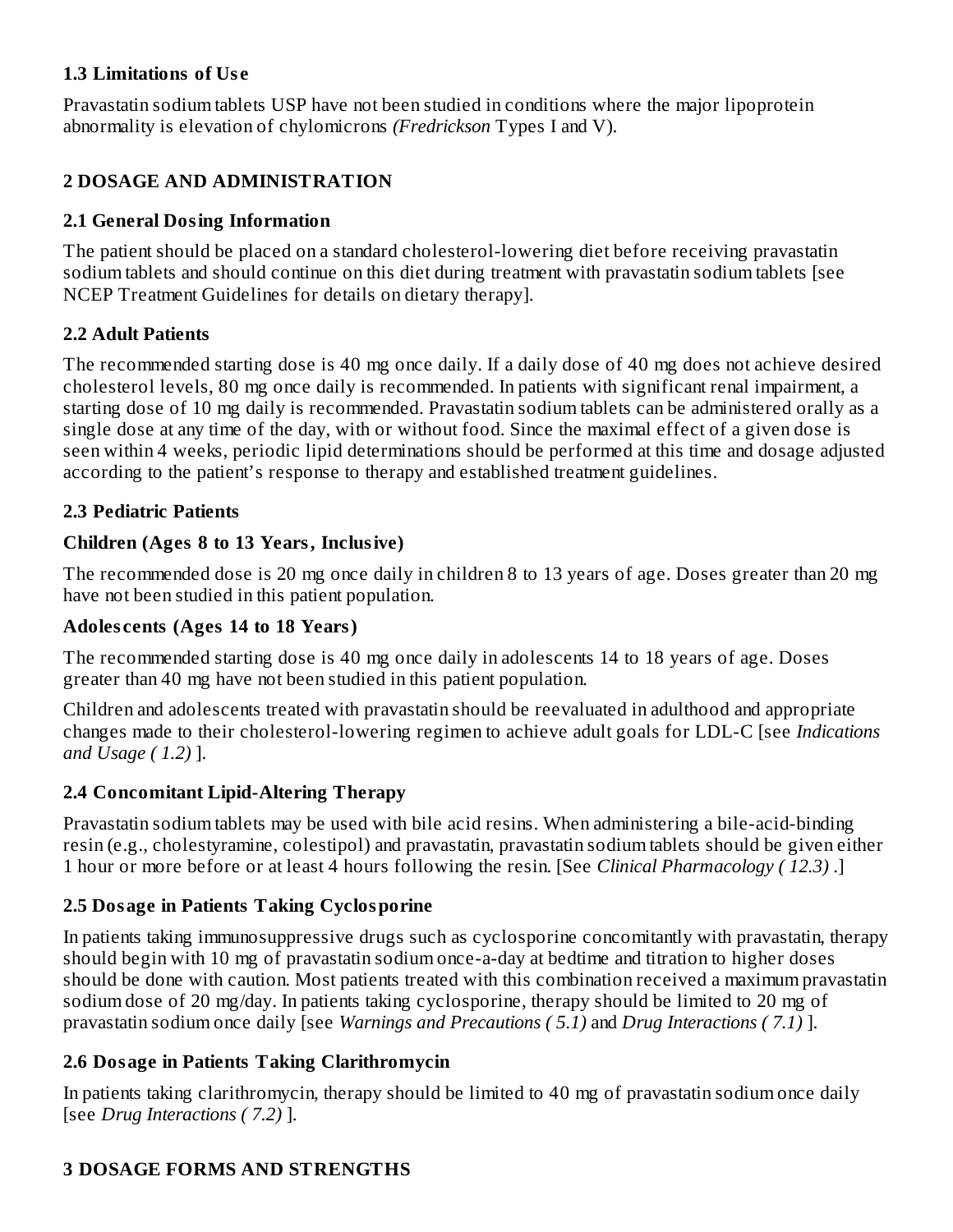### 1.3 Limitations of Use

Pravastatin sodium tablets USP have not been studied in conditions where the major lipoprotein abnormality is elevation of chylomicrons *(Fredrickson* Types I and V).

## 2 DOSAGE AND ADMINISTRATION

### 2.1 General Dosing Information

The patient should be placed on a standard cholesterol-lowering diet before receiving pravastatin sodium tablets and should continue on this diet during treatment with pravastatin sodium tablets [see NCEP Treatment Guidelines for details on dietary therapy].

### 2.2 Adult Patients

The recommended starting dose is 40 mg once daily. If a daily dose of 40 mg does not achieve desired cholesterol levels, 80 mg once daily is recommended. In patients with significant renal impairment, a starting dose of 10 mg daily is recommended. Pravastatin sodium tablets can be administered orally as a single dose at any time of the day, with or without food. Since the maximal effect of a given dose is seen within 4 weeks, periodic lipid determinations should be performed at this time and dosage adjusted according to the patient's response to therapy and established treatment guidelines.

### 2.3 Pediatric Patients

**Children (Ages 8 to 13 Years, Inclusive)**

The recommended dose is 20 mg once daily in children 8 to 13 years of age. Doses greater than 20 mg have not been studied in this patient population.

**Adolescents (Ages 14 to 18 Years)**

The recommended starting dose is 40 mg once daily in adolescents 14 to 18 years of age. Doses greater than 40 mg have not been studied in this patient population.

Children and adolescents treated with pravastatin should be reevaluated in adulthood and appropriate changes made to their cholesterol-lowering regimen to achieve adult goals for LDL-C [see *Indications and Usage ( 1.2)* ].

### 2.4 Concomitant Lipid-Altering Therapy

Pravastatin sodium tablets may be used with bile acid resins. When administering a bile-acid-binding resin (e.g., cholestyramine, colestipol) and pravastatin, pravastatin sodium tablets should be given either 1 hour or more before or at least 4 hours following the resin. [See *Clinical Pharmacology ( 12.3)* .]

### 2.5 Dosage in Patients Taking Cyclosporine

In patients taking immunosuppressive drugs such as cyclosporine concomitantly with pravastatin, therapy should begin with 10 mg of pravastatin sodium once-a-day at bedtime and titration to higher doses should be done with caution. Most patients treated with this combination received a maximum pravastatin sodium dose of 20 mg/day. In patients taking cyclosporine, therapy should be limited to 20 mg of pravastatin sodium once daily [see *Warnings and Precautions ( 5.1)* and *Drug Interactions ( 7.1)* ].

### 2.6 Dosage in Patients Taking Clarithromycin

In patients taking clarithromycin, therapy should be limited to 40 mg of pravastatin sodium once daily [see *Drug Interactions ( 7.2)* ].

## 3 DOSAGE FORMS AND STRENGTHS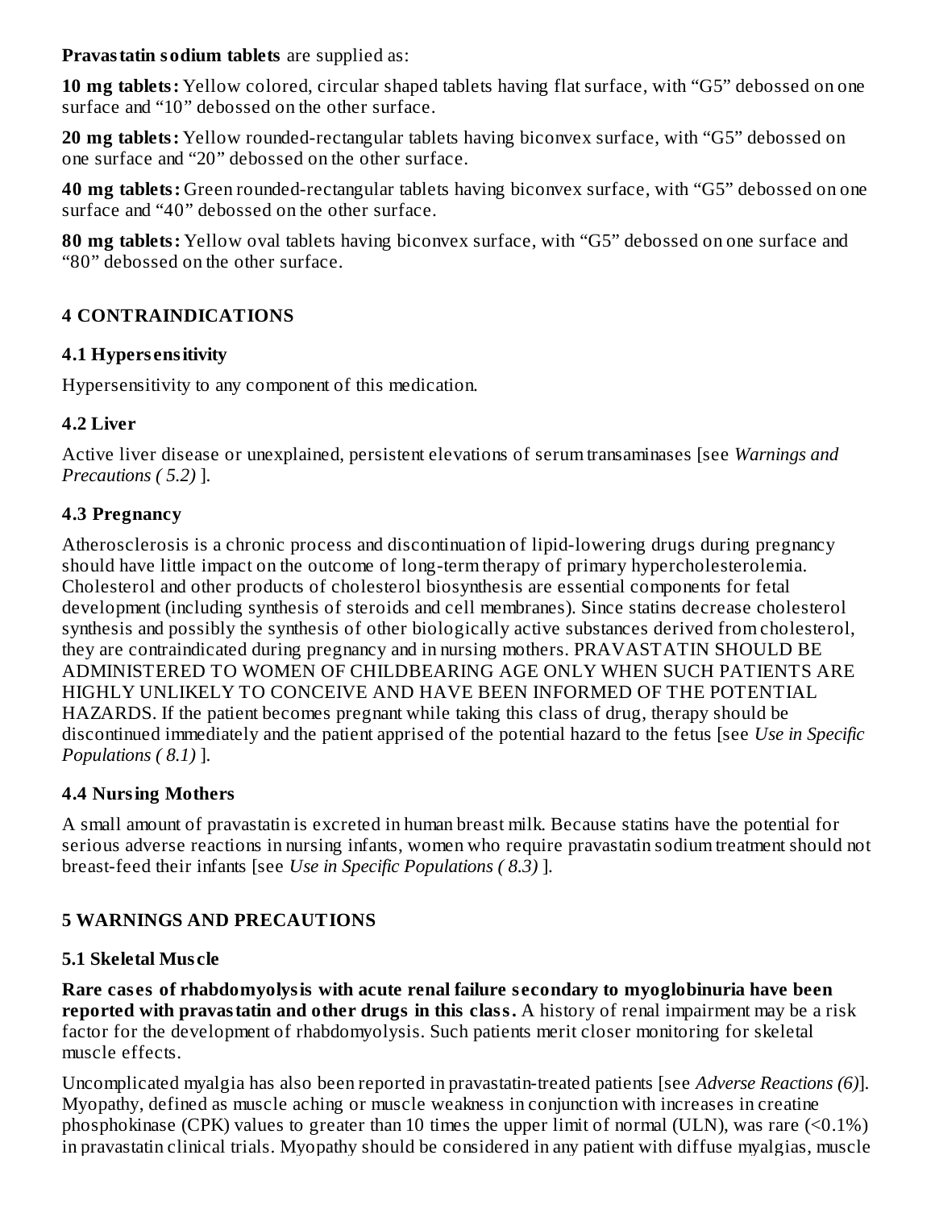**Pravastatin sodium tablets** are supplied as:

**10 mg tablets:** Yellow colored, circular shaped tablets having flat surface, with “G5” debossed on one surface and “10” debossed on the other surface.

**20 mg tablets:** Yellow rounded-rectangular tablets having biconvex surface, with “G5” debossed on one surface and “20” debossed on the other surface.

**40 mg tablets:** Green rounded-rectangular tablets having biconvex surface, with “G5” debossed on one surface and “40” debossed on the other surface.

**80 mg tablets:** Yellow oval tablets having biconvex surface, with “G5” debossed on one surface and “80” debossed on the other surface.

## 4 CONTRAINDICATIONS

### 4.1 Hypersensitivity

Hypersensitivity to any component of this medication.

### 4.2 Liver

Active liver disease or unexplained, persistent elevations of serum transaminases [see *Warnings and Precautions ( 5.2)* ].

### 4.3 Pregnancy

Atherosclerosis is a chronic process and discontinuation of lipid-lowering drugs during pregnancy should have little impact on the outcome of long-term therapy of primary hypercholesterolemia. Cholesterol and other products of cholesterol biosynthesis are essential components for fetal development (including synthesis of steroids and cell membranes). Since statins decrease cholesterol synthesis and possibly the synthesis of other biologically active substances derived from cholesterol, they are contraindicated during pregnancy and in nursing mothers. PRAVASTATIN SHOULD BE ADMINISTERED TO WOMEN OF CHILDBEARING AGE ONLY WHEN SUCH PATIENTS ARE HIGHLY UNLIKELY TO CONCEIVE AND HAVE BEEN INFORMED OF THE POTENTIAL HAZARDS. If the patient becomes pregnant while taking this class of drug, therapy should be discontinued immediately and the patient apprised of the potential hazard to the fetus [see *Use in Specific Populations ( 8.1)* ].

### 4.4 Nursing Mothers

A small amount of pravastatin is excreted in human breast milk. Because statins have the potential for serious adverse reactions in nursing infants, women who require pravastatin sodium treatment should not breast-feed their infants [see *Use in Specific Populations ( 8.3)* ].

## 5 WARNINGS AND PRECAUTIONS

### 5.1 Skeletal Muscle

**Rare cases of rhabdomyolysis with acute renal failure secondary to myoglobinuria have been reported with pravastatin and other drugs in this class.** A history of renal impairment may be a risk factor for the development of rhabdomyolysis. Such patients merit closer monitoring for skeletal muscle effects.

Uncomplicated myalgia has also been reported in pravastatin-treated patients [see *Adverse Reactions (6)*]. Myopathy, defined as muscle aching or muscle weakness in conjunction with increases in creatine phosphokinase (CPK) values to greater than 10 times the upper limit of normal (ULN), was rare (<0.1%) in pravastatin clinical trials. Myopathy should be considered in any patient with diffuse myalgias, muscle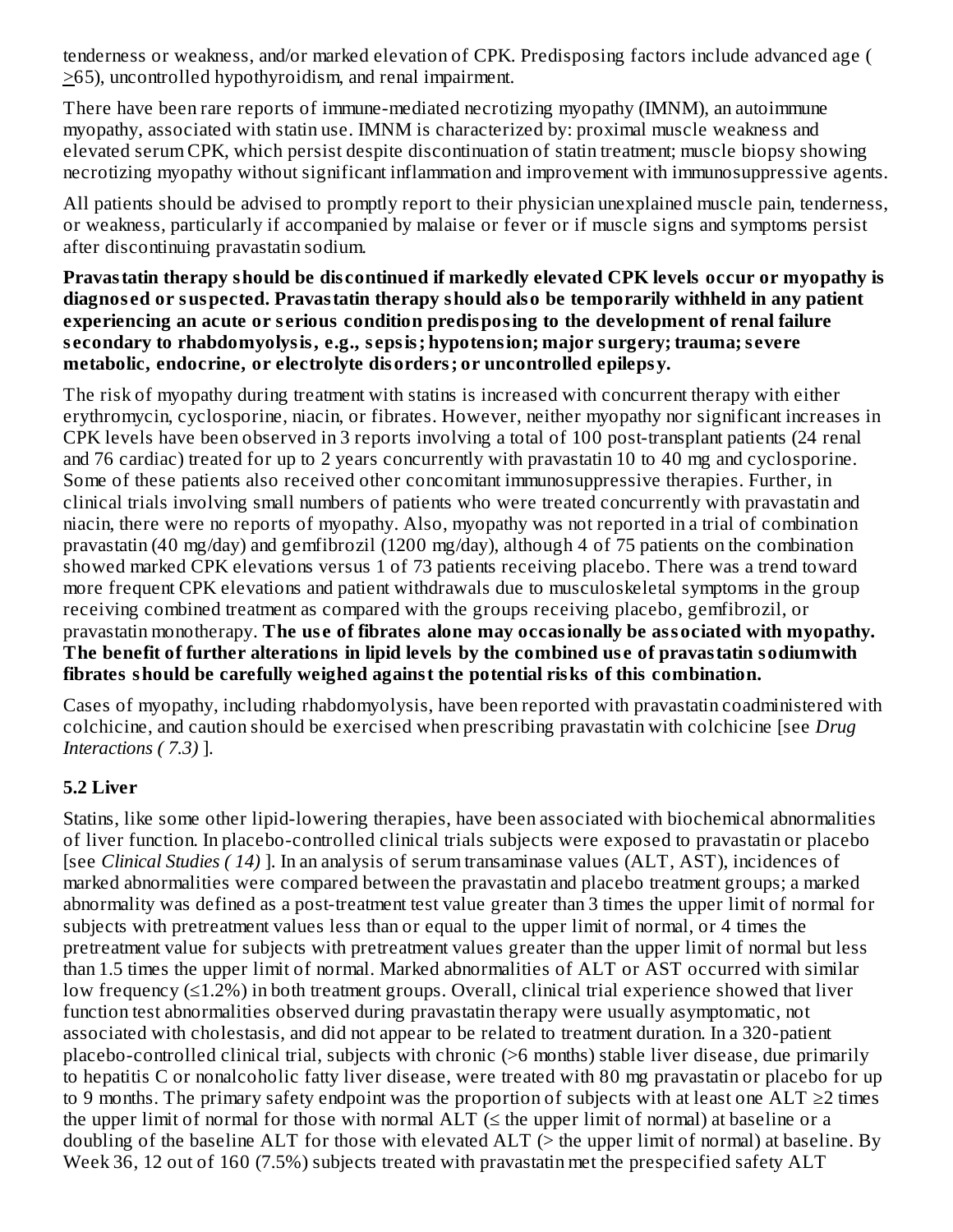tenderness or weakness, and/or marked elevation of CPK. Predisposing factors include advanced age ( ≥65), uncontrolled hypothyroidism, and renal impairment.

There have been rare reports of immune-mediated necrotizing myopathy (IMNM), an autoimmune myopathy, associated with statin use. IMNM is characterized by: proximal muscle weakness and elevated serum CPK, which persist despite discontinuation of statin treatment; muscle biopsy showing necrotizing myopathy without significant inflammation and improvement with immunosuppressive agents.

All patients should be advised to promptly report to their physician unexplained muscle pain, tenderness, or weakness, particularly if accompanied by malaise or fever or if muscle signs and symptoms persist after discontinuing pravastatin sodium.

**Pravastatin therapy should be discontinued if markedly elevated CPK levels occur or myopathy is diagnosed or suspected. Pravastatin therapy should also be temporarily withheld in any patient experiencing an acute or serious condition predisposing to the development of renal failure secondary to rhabdomyolysis, e.g., sepsis; hypotension; major surgery; trauma; severe metabolic, endocrine, or electrolyte disorders; or uncontrolled epilepsy.**

The risk of myopathy during treatment with statins is increased with concurrent therapy with either erythromycin, cyclosporine, niacin, or fibrates. However, neither myopathy nor significant increases in CPK levels have been observed in 3 reports involving a total of 100 post-transplant patients (24 renal and 76 cardiac) treated for up to 2 years concurrently with pravastatin 10 to 40 mg and cyclosporine. Some of these patients also received other concomitant immunosuppressive therapies. Further, in clinical trials involving small numbers of patients who were treated concurrently with pravastatin and niacin, there were no reports of myopathy. Also, myopathy was not reported in a trial of combination pravastatin (40 mg/day) and gemfibrozil (1200 mg/day), although 4 of 75 patients on the combination showed marked CPK elevations versus 1 of 73 patients receiving placebo. There was a trend toward more frequent CPK elevations and patient withdrawals due to musculoskeletal symptoms in the group receiving combined treatment as compared with the groups receiving placebo, gemfibrozil, or pravastatin monotherapy. **The use of fibrates alone may occasionally be associated with myopathy. The benefit of further alterations in lipid levels by the combined use of pravastatin sodiumwith fibrates should be carefully weighed against the potential risks of this combination.**

Cases of myopathy, including rhabdomyolysis, have been reported with pravastatin coadministered with colchicine, and caution should be exercised when prescribing pravastatin with colchicine [see *Drug Interactions ( 7.3)* ].

## 5.2 Liver

Statins, like some other lipid-lowering therapies, have been associated with biochemical abnormalities of liver function. In placebo-controlled clinical trials subjects were exposed to pravastatin or placebo [see *Clinical Studies ( 14)* ]. In an analysis of serum transaminase values (ALT, AST), incidences of marked abnormalities were compared between the pravastatin and placebo treatment groups; a marked abnormality was defined as a post-treatment test value greater than 3 times the upper limit of normal for subjects with pretreatment values less than or equal to the upper limit of normal, or 4 times the pretreatment value for subjects with pretreatment values greater than the upper limit of normal but less than 1.5 times the upper limit of normal. Marked abnormalities of ALT or AST occurred with similar low frequency (≤1.2%) in both treatment groups. Overall, clinical trial experience showed that liver function test abnormalities observed during pravastatin therapy were usually asymptomatic, not associated with cholestasis, and did not appear to be related to treatment duration. In a 320-patient placebo-controlled clinical trial, subjects with chronic (>6 months) stable liver disease, due primarily to hepatitis C or nonalcoholic fatty liver disease, were treated with 80 mg pravastatin or placebo for up to 9 months. The primary safety endpoint was the proportion of subjects with at least one ALT ≥2 times the upper limit of normal for those with normal ALT (≤ the upper limit of normal) at baseline or a doubling of the baseline ALT for those with elevated ALT (> the upper limit of normal) at baseline. By Week 36, 12 out of 160 (7.5%) subjects treated with pravastatin met the prespecified safety ALT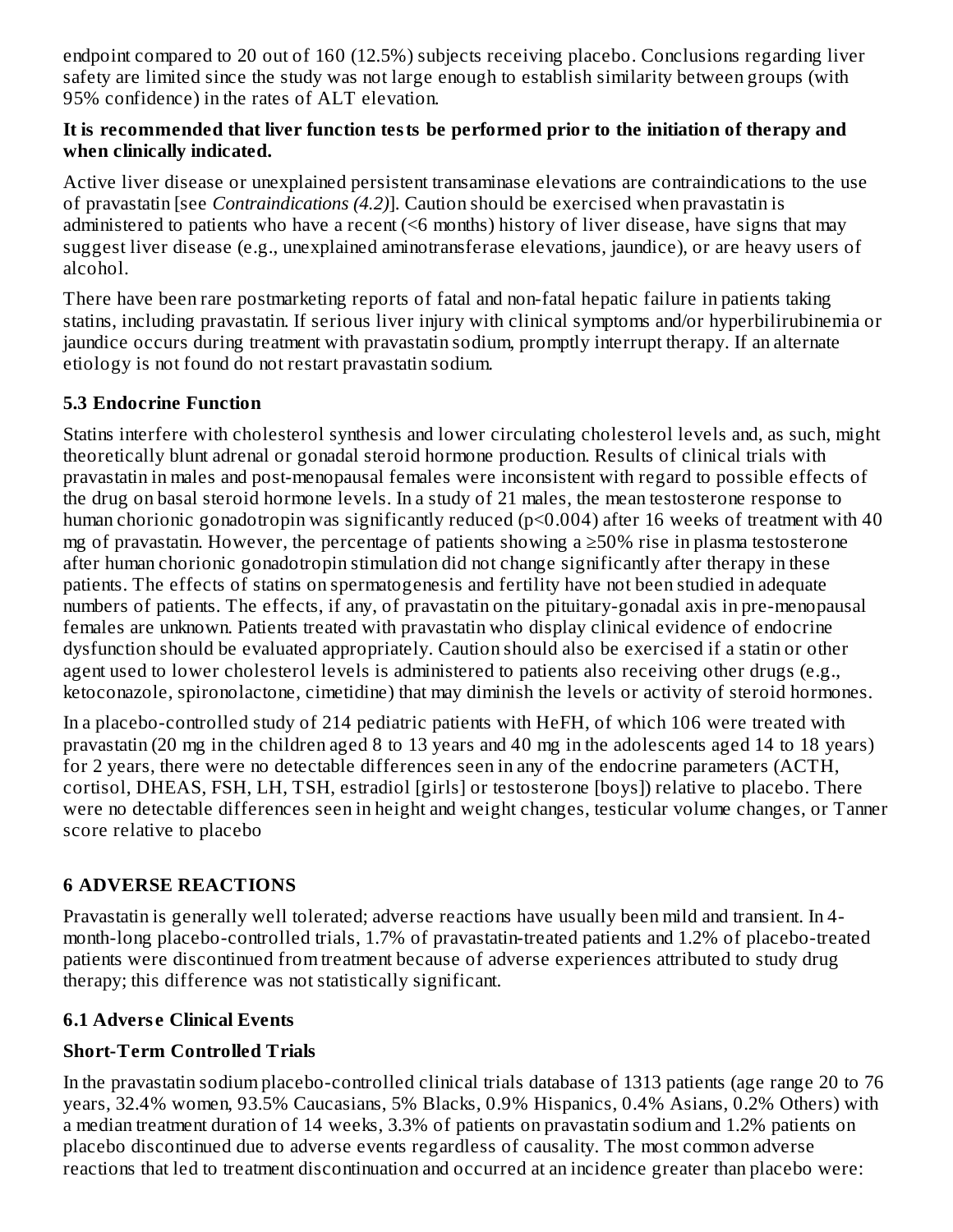endpoint compared to 20 out of 160 (12.5%) subjects receiving placebo. Conclusions regarding liver safety are limited since the study was not large enough to establish similarity between groups (with 95% confidence) in the rates of ALT elevation.

**It is recommended that liver function tests be performed prior to the initiation of therapy and when clinically indicated.**

Active liver disease or unexplained persistent transaminase elevations are contraindications to the use of pravastatin [see *Contraindications (4.2)*]. Caution should be exercised when pravastatin is administered to patients who have a recent (<6 months) history of liver disease, have signs that may suggest liver disease (e.g., unexplained aminotransferase elevations, jaundice), or are heavy users of alcohol.

There have been rare postmarketing reports of fatal and non-fatal hepatic failure in patients taking statins, including pravastatin. If serious liver injury with clinical symptoms and/or hyperbilirubinemia or jaundice occurs during treatment with pravastatin sodium, promptly interrupt therapy. If an alternate etiology is not found do not restart pravastatin sodium.

### 5.3 Endocrine Function

Statins interfere with cholesterol synthesis and lower circulating cholesterol levels and, as such, might theoretically blunt adrenal or gonadal steroid hormone production. Results of clinical trials with pravastatin in males and post-menopausal females were inconsistent with regard to possible effects of the drug on basal steroid hormone levels. In a study of 21 males, the mean testosterone response to human chorionic gonadotropin was significantly reduced ($p<0.004$) after 16 weeks of treatment with 40 mg of pravastatin. However, the percentage of patients showing a ≥50% rise in plasma testosterone after human chorionic gonadotropin stimulation did not change significantly after therapy in these patients. The effects of statins on spermatogenesis and fertility have not been studied in adequate numbers of patients. The effects, if any, of pravastatin on the pituitary-gonadal axis in pre-menopausal females are unknown. Patients treated with pravastatin who display clinical evidence of endocrine dysfunction should be evaluated appropriately. Caution should also be exercised if a statin or other agent used to lower cholesterol levels is administered to patients also receiving other drugs (e.g., ketoconazole, spironolactone, cimetidine) that may diminish the levels or activity of steroid hormones.

In a placebo-controlled study of 214 pediatric patients with HeFH, of which 106 were treated with pravastatin (20 mg in the children aged 8 to 13 years and 40 mg in the adolescents aged 14 to 18 years) for 2 years, there were no detectable differences seen in any of the endocrine parameters (ACTH, cortisol, DHEAS, FSH, LH, TSH, estradiol [girls] or testosterone [boys]) relative to placebo. There were no detectable differences seen in height and weight changes, testicular volume changes, or Tanner score relative to placebo

## 6 ADVERSE REACTIONS

Pravastatin is generally well tolerated; adverse reactions have usually been mild and transient. In 4-month-long placebo-controlled trials, 1.7% of pravastatin-treated patients and 1.2% of placebo-treated patients were discontinued from treatment because of adverse experiences attributed to study drug therapy; this difference was not statistically significant.

### 6.1 Adverse Clinical Events

**Short-Term Controlled Trials**

In the pravastatin sodium placebo-controlled clinical trials database of 1313 patients (age range 20 to 76 years, 32.4% women, 93.5% Caucasians, 5% Blacks, 0.9% Hispanics, 0.4% Asians, 0.2% Others) with a median treatment duration of 14 weeks, 3.3% of patients on pravastatin sodium and 1.2% patients on placebo discontinued due to adverse events regardless of causality. The most common adverse reactions that led to treatment discontinuation and occurred at an incidence greater than placebo were: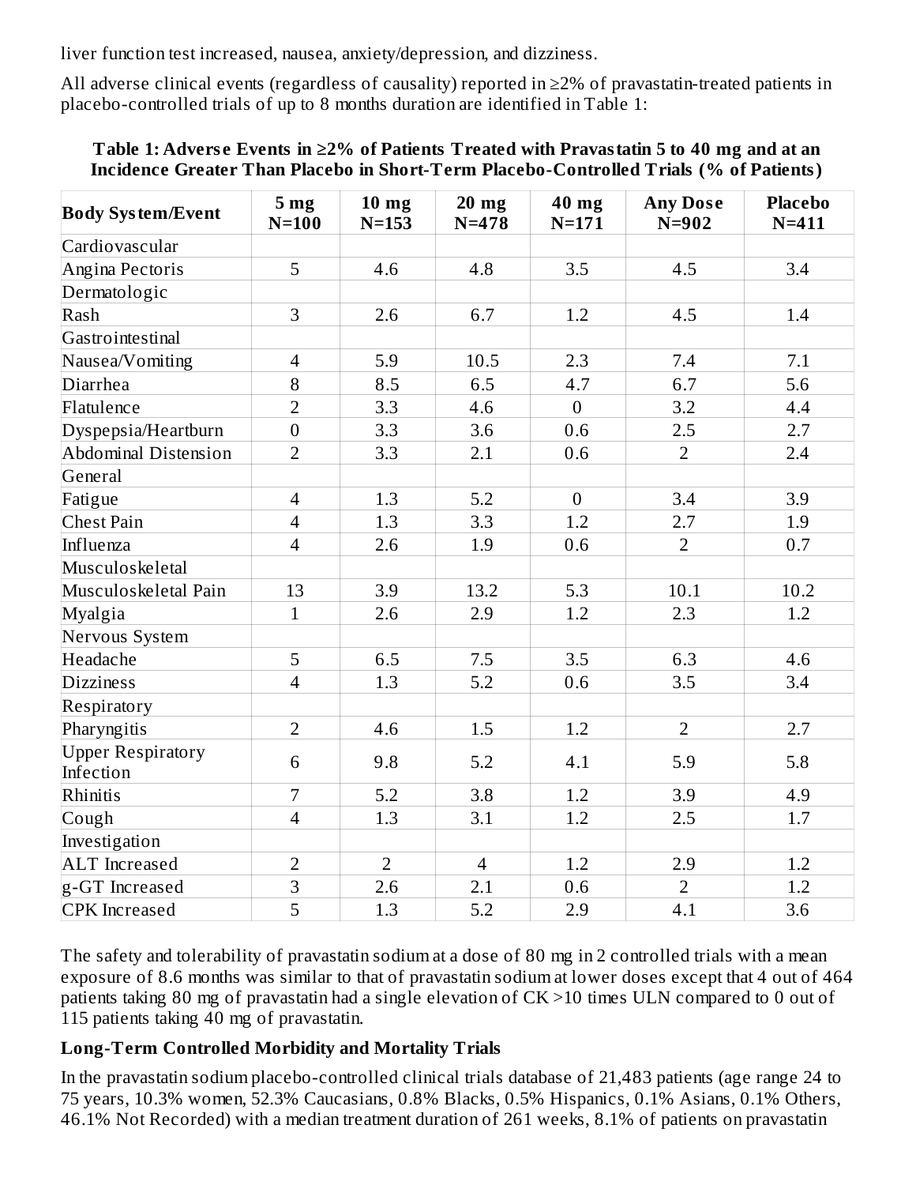liver function test increased, nausea, anxiety/depression, and dizziness.

All adverse clinical events (regardless of causality) reported in ≥2% of pravastatin-treated patients in placebo-controlled trials of up to 8 months duration are identified in Table 1:

**Table 1: Adverse Events in ≥2% of Patients Treated with Pravastatin 5 to 40 mg and at an Incidence Greater Than Placebo in Short-Term Placebo-Controlled Trials (% of Patients)**

| Body System/Event | 5 mg N=100 | 10 mg N=153 | 20 mg N=478 | 40 mg N=171 | Any Dose N=902 | Placebo N=411 |
|---|---|---|---|---|---|---|
| Cardiovascular | | | | | | |
| Angina Pectoris | 5 | 4.6 | 4.8 | 3.5 | 4.5 | 3.4 |
| Dermatologic | | | | | | |
| Rash | 3 | 2.6 | 6.7 | 1.2 | 4.5 | 1.4 |
| Gastrointestinal | | | | | | |
| Nausea/Vomiting | 4 | 5.9 | 10.5 | 2.3 | 7.4 | 7.1 |
| Diarrhea | 8 | 8.5 | 6.5 | 4.7 | 6.7 | 5.6 |
| Flatulence | 2 | 3.3 | 4.6 | 0 | 3.2 | 4.4 |
| Dyspepsia/Heartburn | 0 | 3.3 | 3.6 | 0.6 | 2.5 | 2.7 |
| Abdominal Distension | 2 | 3.3 | 2.1 | 0.6 | 2 | 2.4 |
| General | | | | | | |
| Fatigue | 4 | 1.3 | 5.2 | 0 | 3.4 | 3.9 |
| Chest Pain | 4 | 1.3 | 3.3 | 1.2 | 2.7 | 1.9 |
| Influenza | 4 | 2.6 | 1.9 | 0.6 | 2 | 0.7 |
| Musculoskeletal | | | | | | |
| Musculoskeletal Pain | 13 | 3.9 | 13.2 | 5.3 | 10.1 | 10.2 |
| Myalgia | 1 | 2.6 | 2.9 | 1.2 | 2.3 | 1.2 |
| Nervous System | | | | | | |
| Headache | 5 | 6.5 | 7.5 | 3.5 | 6.3 | 4.6 |
| Dizziness | 4 | 1.3 | 5.2 | 0.6 | 3.5 | 3.4 |
| Respiratory | | | | | | |
| Pharyngitis | 2 | 4.6 | 1.5 | 1.2 | 2 | 2.7 |
| Upper Respiratory Infection | 6 | 9.8 | 5.2 | 4.1 | 5.9 | 5.8 |
| Rhinitis | 7 | 5.2 | 3.8 | 1.2 | 3.9 | 4.9 |
| Cough | 4 | 1.3 | 3.1 | 1.2 | 2.5 | 1.7 |
| Investigation | | | | | | |
| ALT Increased | 2 | 2 | 4 | 1.2 | 2.9 | 1.2 |
| g-GT Increased | 3 | 2.6 | 2.1 | 0.6 | 2 | 1.2 |
| CPK Increased | 5 | 1.3 | 5.2 | 2.9 | 4.1 | 3.6 |

The safety and tolerability of pravastatin sodium at a dose of 80 mg in 2 controlled trials with a mean exposure of 8.6 months was similar to that of pravastatin sodium at lower doses except that 4 out of 464 patients taking 80 mg of pravastatin had a single elevation of CK >10 times ULN compared to 0 out of 115 patients taking 40 mg of pravastatin.

**Long-Term Controlled Morbidity and Mortality Trials**

In the pravastatin sodium placebo-controlled clinical trials database of 21,483 patients (age range 24 to 75 years, 10.3% women, 52.3% Caucasians, 0.8% Blacks, 0.5% Hispanics, 0.1% Asians, 0.1% Others, 46.1% Not Recorded) with a median treatment duration of 261 weeks, 8.1% of patients on pravastatin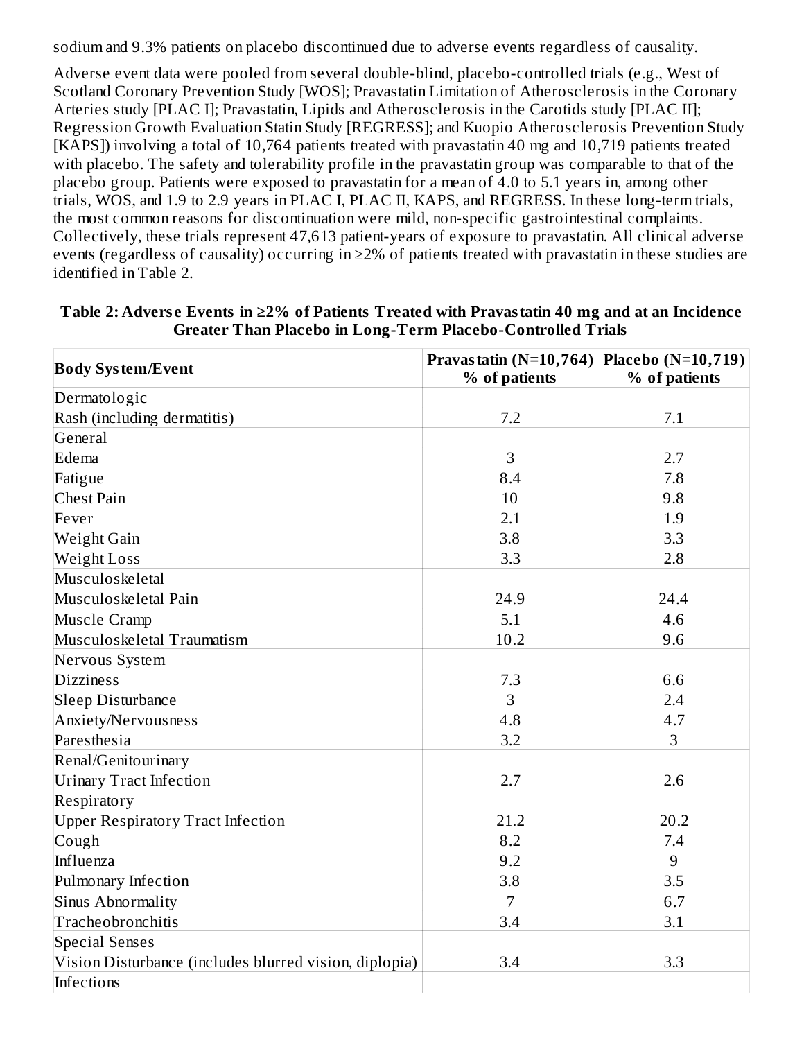sodium and 9.3% patients on placebo discontinued due to adverse events regardless of causality.

Adverse event data were pooled from several double-blind, placebo-controlled trials (e.g., West of Scotland Coronary Prevention Study [WOS]; Pravastatin Limitation of Atherosclerosis in the Coronary Arteries study [PLAC I]; Pravastatin, Lipids and Atherosclerosis in the Carotids study [PLAC II]; Regression Growth Evaluation Statin Study [REGRESS]; and Kuopio Atherosclerosis Prevention Study [KAPS]) involving a total of 10,764 patients treated with pravastatin 40 mg and 10,719 patients treated with placebo. The safety and tolerability profile in the pravastatin group was comparable to that of the placebo group. Patients were exposed to pravastatin for a mean of 4.0 to 5.1 years in, among other trials, WOS, and 1.9 to 2.9 years in PLAC I, PLAC II, KAPS, and REGRESS. In these long-term trials, the most common reasons for discontinuation were mild, non-specific gastrointestinal complaints. Collectively, these trials represent 47,613 patient-years of exposure to pravastatin. All clinical adverse events (regardless of causality) occurring in ≥2% of patients treated with pravastatin in these studies are identified in Table 2.

**Table 2: Adverse Events in ≥2% of Patients Treated with Pravastatin 40 mg and at an Incidence Greater Than Placebo in Long-Term Placebo-Controlled Trials**

| Body System/Event | Pravastatin (N=10,764) % of patients | Placebo (N=10,719) % of patients |
|---|---|---|
| Dermatologic | | |
| Rash (including dermatitis) | 7.2 | 7.1 |
| General | | |
| Edema | 3 | 2.7 |
| Fatigue | 8.4 | 7.8 |
| Chest Pain | 10 | 9.8 |
| Fever | 2.1 | 1.9 |
| Weight Gain | 3.8 | 3.3 |
| Weight Loss | 3.3 | 2.8 |
| Musculoskeletal | | |
| Musculoskeletal Pain | 24.9 | 24.4 |
| Muscle Cramp | 5.1 | 4.6 |
| Musculoskeletal Traumatism | 10.2 | 9.6 |
| Nervous System | | |
| Dizziness | 7.3 | 6.6 |
| Sleep Disturbance | 3 | 2.4 |
| Anxiety/Nervousness | 4.8 | 4.7 |
| Paresthesia | 3.2 | 3 |
| Renal/Genitourinary | | |
| Urinary Tract Infection | 2.7 | 2.6 |
| Respiratory | | |
| Upper Respiratory Tract Infection | 21.2 | 20.2 |
| Cough | 8.2 | 7.4 |
| Influenza | 9.2 | 9 |
| Pulmonary Infection | 3.8 | 3.5 |
| Sinus Abnormality | 7 | 6.7 |
| Tracheobronchitis | 3.4 | 3.1 |
| Special Senses | | |
| Vision Disturbance (includes blurred vision, diplopia) | 3.4 | 3.3 |
| Infections | | |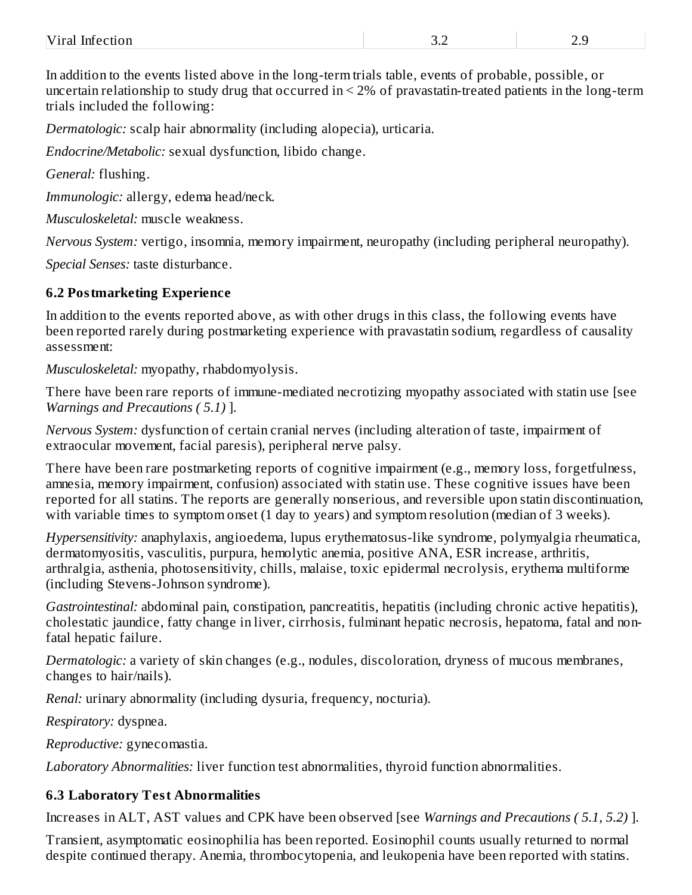| Viral Infection | 3.2 | 2.9 |
| --- | --- | --- |

In addition to the events listed above in the long-term trials table, events of probable, possible, or uncertain relationship to study drug that occurred in < 2% of pravastatin-treated patients in the long-term trials included the following:

*Dermatologic:* scalp hair abnormality (including alopecia), urticaria.

*Endocrine/Metabolic:* sexual dysfunction, libido change.

*General:* flushing.

*Immunologic:* allergy, edema head/neck.

*Musculoskeletal:* muscle weakness.

*Nervous System:* vertigo, insomnia, memory impairment, neuropathy (including peripheral neuropathy).

*Special Senses:* taste disturbance.

### 6.2 Postmarketing Experience

In addition to the events reported above, as with other drugs in this class, the following events have been reported rarely during postmarketing experience with pravastatin sodium, regardless of causality assessment:

*Musculoskeletal:* myopathy, rhabdomyolysis.

There have been rare reports of immune-mediated necrotizing myopathy associated with statin use [see *Warnings and Precautions ( 5.1)* ].

*Nervous System:* dysfunction of certain cranial nerves (including alteration of taste, impairment of extraocular movement, facial paresis), peripheral nerve palsy.

There have been rare postmarketing reports of cognitive impairment (e.g., memory loss, forgetfulness, amnesia, memory impairment, confusion) associated with statin use. These cognitive issues have been reported for all statins. The reports are generally nonserious, and reversible upon statin discontinuation, with variable times to symptom onset (1 day to years) and symptom resolution (median of 3 weeks).

*Hypersensitivity:* anaphylaxis, angioedema, lupus erythematosus-like syndrome, polymyalgia rheumatica, dermatomyositis, vasculitis, purpura, hemolytic anemia, positive ANA, ESR increase, arthritis, arthralgia, asthenia, photosensitivity, chills, malaise, toxic epidermal necrolysis, erythema multiforme (including Stevens-Johnson syndrome).

*Gastrointestinal:* abdominal pain, constipation, pancreatitis, hepatitis (including chronic active hepatitis), cholestatic jaundice, fatty change in liver, cirrhosis, fulminant hepatic necrosis, hepatoma, fatal and non-fatal hepatic failure.

*Dermatologic:* a variety of skin changes (e.g., nodules, discoloration, dryness of mucous membranes, changes to hair/nails).

*Renal:* urinary abnormality (including dysuria, frequency, nocturia).

*Respiratory:* dyspnea.

*Reproductive:* gynecomastia.

*Laboratory Abnormalities:* liver function test abnormalities, thyroid function abnormalities.

### 6.3 Laboratory Test Abnormalities

Increases in ALT, AST values and CPK have been observed [see *Warnings and Precautions ( 5.1, 5.2)* ].

Transient, asymptomatic eosinophilia has been reported. Eosinophil counts usually returned to normal despite continued therapy. Anemia, thrombocytopenia, and leukopenia have been reported with statins.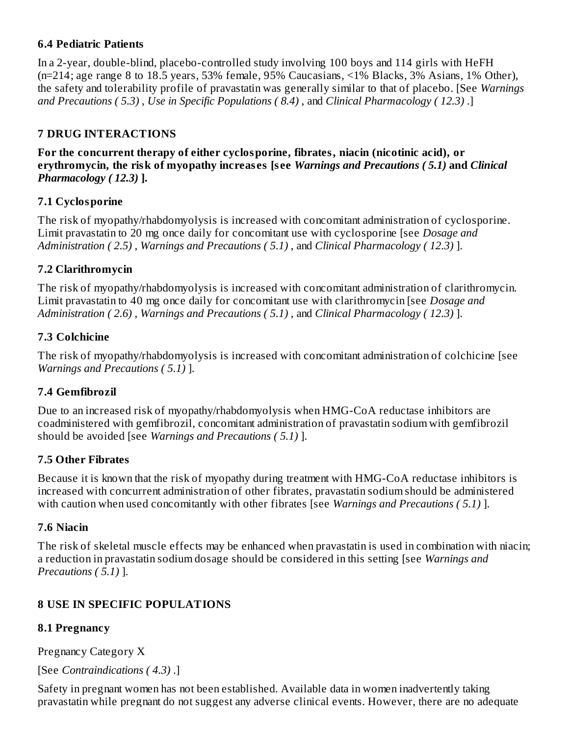### 6.4 Pediatric Patients

In a 2-year, double-blind, placebo-controlled study involving 100 boys and 114 girls with HeFH (n=214; age range 8 to 18.5 years, 53% female, 95% Caucasians, <1% Blacks, 3% Asians, 1% Other), the safety and tolerability profile of pravastatin was generally similar to that of placebo. [See *Warnings and Precautions ( 5.3)* , *Use in Specific Populations ( 8.4)* , and *Clinical Pharmacology ( 12.3)* .]

## 7 DRUG INTERACTIONS

**For the concurrent therapy of either cyclosporine, fibrates, niacin (nicotinic acid), or erythromycin, the risk of myopathy increases [see *Warnings and Precautions ( 5.1)* and *Clinical Pharmacology ( 12.3)* ].**

### 7.1 Cyclosporine

The risk of myopathy/rhabdomyolysis is increased with concomitant administration of cyclosporine. Limit pravastatin to 20 mg once daily for concomitant use with cyclosporine [see *Dosage and Administration ( 2.5)* , *Warnings and Precautions ( 5.1)* , and *Clinical Pharmacology ( 12.3)* ].

### 7.2 Clarithromycin

The risk of myopathy/rhabdomyolysis is increased with concomitant administration of clarithromycin. Limit pravastatin to 40 mg once daily for concomitant use with clarithromycin [see *Dosage and Administration ( 2.6)* , *Warnings and Precautions ( 5.1)* , and *Clinical Pharmacology ( 12.3)* ].

### 7.3 Colchicine

The risk of myopathy/rhabdomyolysis is increased with concomitant administration of colchicine [see *Warnings and Precautions ( 5.1)* ].

### 7.4 Gemfibrozil

Due to an increased risk of myopathy/rhabdomyolysis when HMG-CoA reductase inhibitors are coadministered with gemfibrozil, concomitant administration of pravastatin sodium with gemfibrozil should be avoided [see *Warnings and Precautions ( 5.1)* ].

### 7.5 Other Fibrates

Because it is known that the risk of myopathy during treatment with HMG-CoA reductase inhibitors is increased with concurrent administration of other fibrates, pravastatin sodium should be administered with caution when used concomitantly with other fibrates [see *Warnings and Precautions ( 5.1)* ].

### 7.6 Niacin

The risk of skeletal muscle effects may be enhanced when pravastatin is used in combination with niacin; a reduction in pravastatin sodium dosage should be considered in this setting [see *Warnings and Precautions ( 5.1)* ].

## 8 USE IN SPECIFIC POPULATIONS

### 8.1 Pregnancy

Pregnancy Category X

[See *Contraindications ( 4.3)* .]

Safety in pregnant women has not been established. Available data in women inadvertently taking pravastatin while pregnant do not suggest any adverse clinical events. However, there are no adequate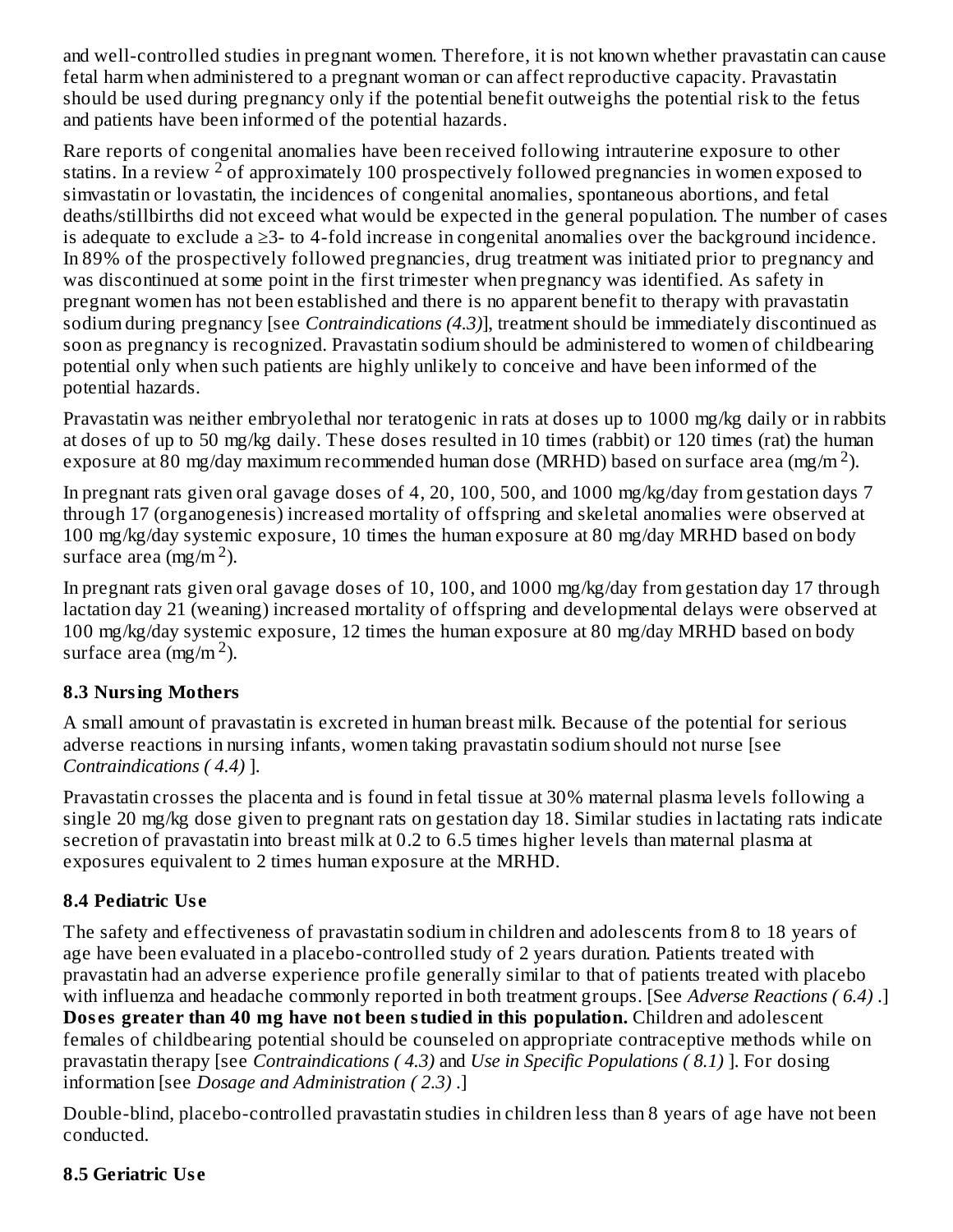and well-controlled studies in pregnant women. Therefore, it is not known whether pravastatin can cause fetal harm when administered to a pregnant woman or can affect reproductive capacity. Pravastatin should be used during pregnancy only if the potential benefit outweighs the potential risk to the fetus and patients have been informed of the potential hazards.

Rare reports of congenital anomalies have been received following intrauterine exposure to other statins. In a review [2] of approximately 100 prospectively followed pregnancies in women exposed to simvastatin or lovastatin, the incidences of congenital anomalies, spontaneous abortions, and fetal deaths/stillbirths did not exceed what would be expected in the general population. The number of cases is adequate to exclude a ≥3- to 4-fold increase in congenital anomalies over the background incidence. In 89% of the prospectively followed pregnancies, drug treatment was initiated prior to pregnancy and was discontinued at some point in the first trimester when pregnancy was identified. As safety in pregnant women has not been established and there is no apparent benefit to therapy with pravastatin sodium during pregnancy [see *Contraindications (4.3)*], treatment should be immediately discontinued as soon as pregnancy is recognized. Pravastatin sodium should be administered to women of childbearing potential only when such patients are highly unlikely to conceive and have been informed of the potential hazards.

Pravastatin was neither embryolethal nor teratogenic in rats at doses up to 1000 mg/kg daily or in rabbits at doses of up to 50 mg/kg daily. These doses resulted in 10 times (rabbit) or 120 times (rat) the human exposure at 80 mg/day maximum recommended human dose (MRHD) based on surface area ($mg/m^2$).

In pregnant rats given oral gavage doses of 4, 20, 100, 500, and 1000 mg/kg/day from gestation days 7 through 17 (organogenesis) increased mortality of offspring and skeletal anomalies were observed at 100 mg/kg/day systemic exposure, 10 times the human exposure at 80 mg/day MRHD based on body surface area ($mg/m^2$).

In pregnant rats given oral gavage doses of 10, 100, and 1000 mg/kg/day from gestation day 17 through lactation day 21 (weaning) increased mortality of offspring and developmental delays were observed at 100 mg/kg/day systemic exposure, 12 times the human exposure at 80 mg/day MRHD based on body surface area ($mg/m^2$).

### 8.3 Nursing Mothers

A small amount of pravastatin is excreted in human breast milk. Because of the potential for serious adverse reactions in nursing infants, women taking pravastatin sodium should not nurse [see *Contraindications ( 4.4)* ].

Pravastatin crosses the placenta and is found in fetal tissue at 30% maternal plasma levels following a single 20 mg/kg dose given to pregnant rats on gestation day 18. Similar studies in lactating rats indicate secretion of pravastatin into breast milk at 0.2 to 6.5 times higher levels than maternal plasma at exposures equivalent to 2 times human exposure at the MRHD.

### 8.4 Pediatric Use

The safety and effectiveness of pravastatin sodium in children and adolescents from 8 to 18 years of age have been evaluated in a placebo-controlled study of 2 years duration. Patients treated with pravastatin had an adverse experience profile generally similar to that of patients treated with placebo with influenza and headache commonly reported in both treatment groups. [See *Adverse Reactions ( 6.4)* .] **Doses greater than 40 mg have not been studied in this population.** Children and adolescent females of childbearing potential should be counseled on appropriate contraceptive methods while on pravastatin therapy [see *Contraindications ( 4.3)* and *Use in Specific Populations ( 8.1)* ]. For dosing information [see *Dosage and Administration ( 2.3)* .]

Double-blind, placebo-controlled pravastatin studies in children less than 8 years of age have not been conducted.

### 8.5 Geriatric Use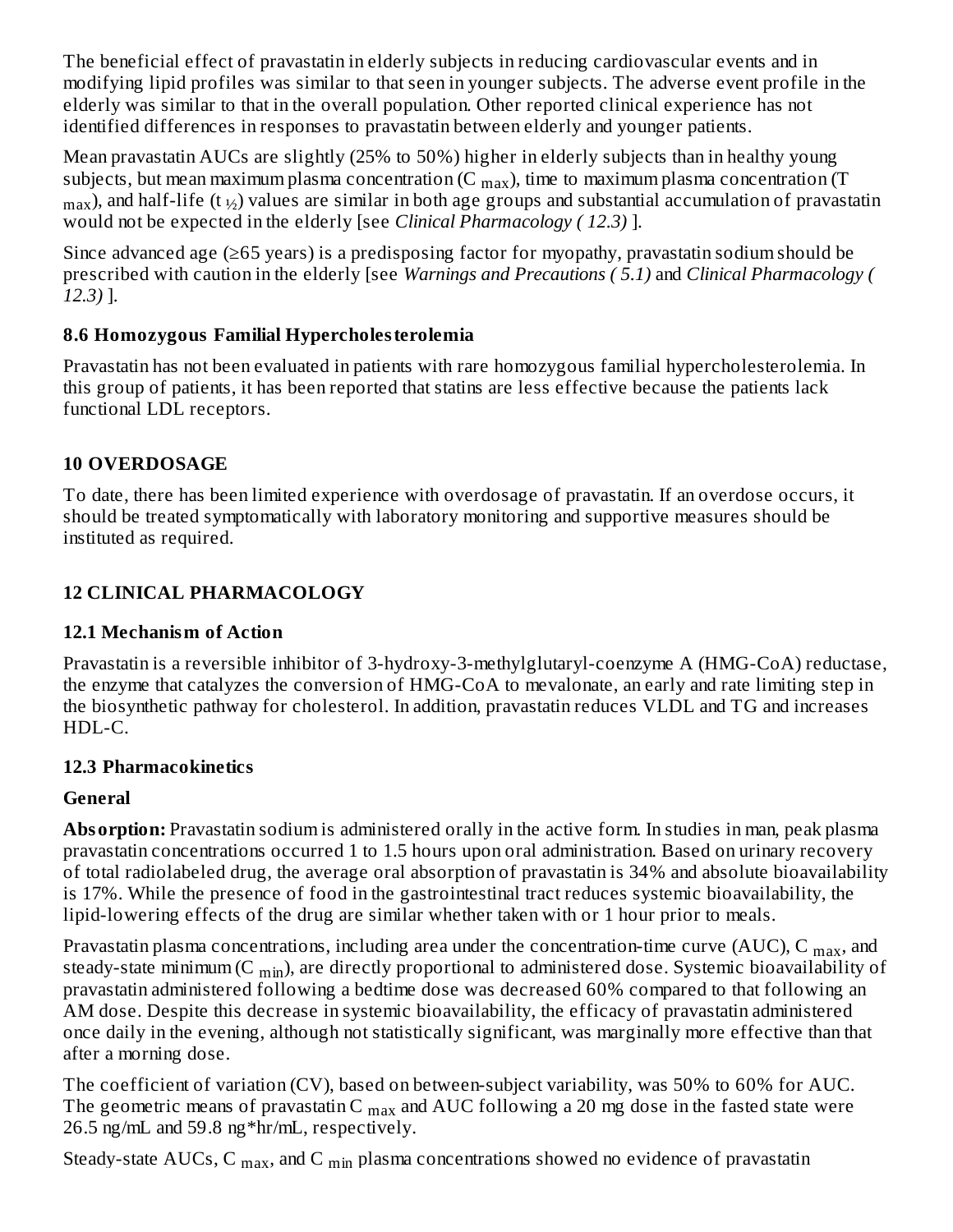The beneficial effect of pravastatin in elderly subjects in reducing cardiovascular events and in modifying lipid profiles was similar to that seen in younger subjects. The adverse event profile in the elderly was similar to that in the overall population. Other reported clinical experience has not identified differences in responses to pravastatin between elderly and younger patients.

Mean pravastatin AUCs are slightly (25% to 50%) higher in elderly subjects than in healthy young subjects, but mean maximum plasma concentration ($C_{max}$), time to maximum plasma concentration ($T_{max}$), and half-life ($t_{½}$) values are similar in both age groups and substantial accumulation of pravastatin would not be expected in the elderly [see *Clinical Pharmacology ( 12.3)* ].

Since advanced age (≥65 years) is a predisposing factor for myopathy, pravastatin sodium should be prescribed with caution in the elderly [see *Warnings and Precautions ( 5.1)* and *Clinical Pharmacology ( 12.3)* ].

### 8.6 Homozygous Familial Hypercholesterolemia

Pravastatin has not been evaluated in patients with rare homozygous familial hypercholesterolemia. In this group of patients, it has been reported that statins are less effective because the patients lack functional LDL receptors.

## 10 OVERDOSAGE

To date, there has been limited experience with overdosage of pravastatin. If an overdose occurs, it should be treated symptomatically with laboratory monitoring and supportive measures should be instituted as required.

## 12 CLINICAL PHARMACOLOGY

### 12.1 Mechanism of Action

Pravastatin is a reversible inhibitor of 3-hydroxy-3-methylglutaryl-coenzyme A (HMG-CoA) reductase, the enzyme that catalyzes the conversion of HMG-CoA to mevalonate, an early and rate limiting step in the biosynthetic pathway for cholesterol. In addition, pravastatin reduces VLDL and TG and increases HDL-C.

### 12.3 Pharmacokinetics

**General**

**Absorption:** Pravastatin sodium is administered orally in the active form. In studies in man, peak plasma pravastatin concentrations occurred 1 to 1.5 hours upon oral administration. Based on urinary recovery of total radiolabeled drug, the average oral absorption of pravastatin is 34% and absolute bioavailability is 17%. While the presence of food in the gastrointestinal tract reduces systemic bioavailability, the lipid-lowering effects of the drug are similar whether taken with or 1 hour prior to meals.

Pravastatin plasma concentrations, including area under the concentration-time curve (AUC), $C_{max}$, and steady-state minimum ($C_{min}$), are directly proportional to administered dose. Systemic bioavailability of pravastatin administered following a bedtime dose was decreased 60% compared to that following an AM dose. Despite this decrease in systemic bioavailability, the efficacy of pravastatin administered once daily in the evening, although not statistically significant, was marginally more effective than that after a morning dose.

The coefficient of variation (CV), based on between-subject variability, was 50% to 60% for AUC. The geometric means of pravastatin $C_{max}$ and AUC following a 20 mg dose in the fasted state were 26.5 ng/mL and 59.8 ng*hr/mL, respectively.

Steady-state AUCs, $C_{max}$, and $C_{min}$ plasma concentrations showed no evidence of pravastatin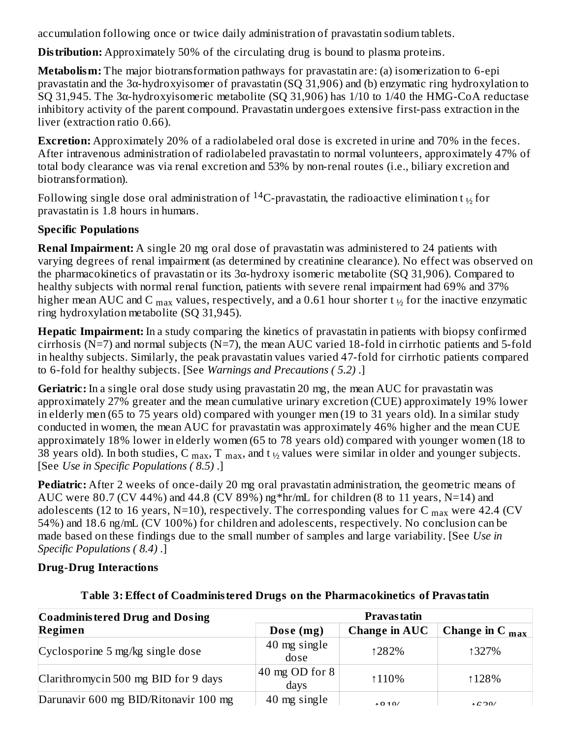accumulation following once or twice daily administration of pravastatin sodium tablets.

**Distribution:** Approximately 50% of the circulating drug is bound to plasma proteins.

**Metabolism:** The major biotransformation pathways for pravastatin are: (a) isomerization to 6-epi pravastatin and the 3α-hydroxyisomer of pravastatin (SQ 31,906) and (b) enzymatic ring hydroxylation to SQ 31,945. The 3α-hydroxyisomeric metabolite (SQ 31,906) has 1/10 to 1/40 the HMG-CoA reductase inhibitory activity of the parent compound. Pravastatin undergoes extensive first-pass extraction in the liver (extraction ratio 0.66).

**Excretion:** Approximately 20% of a radiolabeled oral dose is excreted in urine and 70% in the feces. After intravenous administration of radiolabeled pravastatin to normal volunteers, approximately 47% of total body clearance was via renal excretion and 53% by non-renal routes (i.e., biliary excretion and biotransformation).

Following single dose oral administration of $^{14}C$-pravastatin, the radioactive elimination $t_{½}$ for pravastatin is 1.8 hours in humans.

**Specific Populations**

**Renal Impairment:** A single 20 mg oral dose of pravastatin was administered to 24 patients with varying degrees of renal impairment (as determined by creatinine clearance). No effect was observed on the pharmacokinetics of pravastatin or its 3α-hydroxy isomeric metabolite (SQ 31,906). Compared to healthy subjects with normal renal function, patients with severe renal impairment had 69% and 37% higher mean AUC and $C_{max}$ values, respectively, and a 0.61 hour shorter $t_{½}$ for the inactive enzymatic ring hydroxylation metabolite (SQ 31,945).

**Hepatic Impairment:** In a study comparing the kinetics of pravastatin in patients with biopsy confirmed cirrhosis (N=7) and normal subjects (N=7), the mean AUC varied 18-fold in cirrhotic patients and 5-fold in healthy subjects. Similarly, the peak pravastatin values varied 47-fold for cirrhotic patients compared to 6-fold for healthy subjects. [See *Warnings and Precautions ( 5.2)* .]

**Geriatric:** In a single oral dose study using pravastatin 20 mg, the mean AUC for pravastatin was approximately 27% greater and the mean cumulative urinary excretion (CUE) approximately 19% lower in elderly men (65 to 75 years old) compared with younger men (19 to 31 years old). In a similar study conducted in women, the mean AUC for pravastatin was approximately 46% higher and the mean CUE approximately 18% lower in elderly women (65 to 78 years old) compared with younger women (18 to 38 years old). In both studies, $C_{max}$, $T_{max}$, and $t_{½}$ values were similar in older and younger subjects. [See *Use in Specific Populations ( 8.5)* .]

**Pediatric:** After 2 weeks of once-daily 20 mg oral pravastatin administration, the geometric means of AUC were 80.7 (CV 44%) and 44.8 (CV 89%) ng*hr/mL for children (8 to 11 years, N=14) and adolescents (12 to 16 years, N=10), respectively. The corresponding values for $C_{max}$ were 42.4 (CV 54%) and 18.6 ng/mL (CV 100%) for children and adolescents, respectively. No conclusion can be made based on these findings due to the small number of samples and large variability. [See *Use in Specific Populations ( 8.4)* .]

**Drug-Drug Interactions**

**Table 3: Effect of Coadministered Drugs on the Pharmacokinetics of Pravastatin**

| Coadministered Drug and Dosing Regimen | Pravastatin | | |
|---|---|---|---|
| | Dose (mg) | Change in AUC | Change in $C_{max}$ |
| Cyclosporine 5 mg/kg single dose | 40 mg single dose | ↑282% | ↑327% |
| Clarithromycin 500 mg BID for 9 days | 40 mg OD for 8 days | ↑110% | ↑128% |
| Darunavir 600 mg BID/Ritonavir 100 mg | 40 mg single | ↑81% | ↑63% |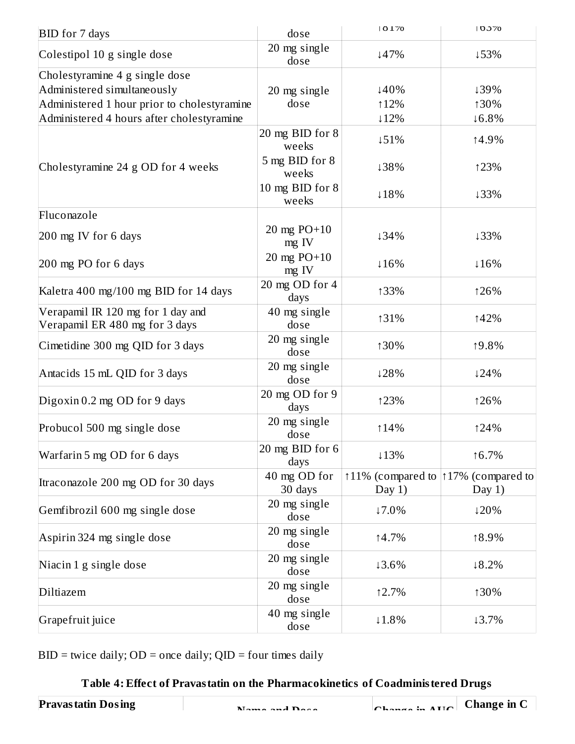| | | | |
|---|---|---|---|
| BID for 7 days | dose | ↑81% | ↑63% |
| Colestipol 10 g single dose | 20 mg single dose | ↓47% | ↓53% |
| Cholestyramine 4 g single dose<br>Administered simultaneously<br>Administered 1 hour prior to cholestyramine<br>Administered 4 hours after cholestyramine | 20 mg single dose | <br>↓40%<br>↑12%<br>↓12% | <br>↓39%<br>↑30%<br>↓6.8% |
| Cholestyramine 24 g OD for 4 weeks | 20 mg BID for 8 weeks | ↓51% | ↑4.9% |
| | 5 mg BID for 8 weeks | ↓38% | ↑23% |
| | 10 mg BID for 8 weeks | ↓18% | ↓33% |
| Fluconazole | | | |
| 200 mg IV for 6 days | 20 mg PO+10 mg IV | ↓34% | ↓33% |
| 200 mg PO for 6 days | 20 mg PO+10 mg IV | ↓16% | ↓16% |
| Kaletra 400 mg/100 mg BID for 14 days | 20 mg OD for 4 days | ↑33% | ↑26% |
| Verapamil IR 120 mg for 1 day and Verapamil ER 480 mg for 3 days | 40 mg single dose | ↑31% | ↑42% |
| Cimetidine 300 mg QID for 3 days | 20 mg single dose | ↑30% | ↑9.8% |
| Antacids 15 mL QID for 3 days | 20 mg single dose | ↓28% | ↓24% |
| Digoxin 0.2 mg OD for 9 days | 20 mg OD for 9 days | ↑23% | ↑26% |
| Probucol 500 mg single dose | 20 mg single dose | ↑14% | ↑24% |
| Warfarin 5 mg OD for 6 days | 20 mg BID for 6 days | ↓13% | ↑6.7% |
| Itraconazole 200 mg OD for 30 days | 40 mg OD for 30 days | ↑11% (compared to Day 1) | ↑17% (compared to Day 1) |
| Gemfibrozil 600 mg single dose | 20 mg single dose | ↓7.0% | ↓20% |
| Aspirin 324 mg single dose | 20 mg single dose | ↑4.7% | ↑8.9% |
| Niacin 1 g single dose | 20 mg single dose | ↓3.6% | ↓8.2% |
| Diltiazem | 20 mg single dose | ↑2.7% | ↑30% |
| Grapefruit juice | 40 mg single dose | ↓1.8% | ↓3.7% |

BID = twice daily; OD = once daily; QID = four times daily

**Table 4: Effect of Pravastatin on the Pharmacokinetics of Coadministered Drugs**

| Pravastatin Dosing | Name and Dose | Change in AUC | Change in C |
|---|---|---|---|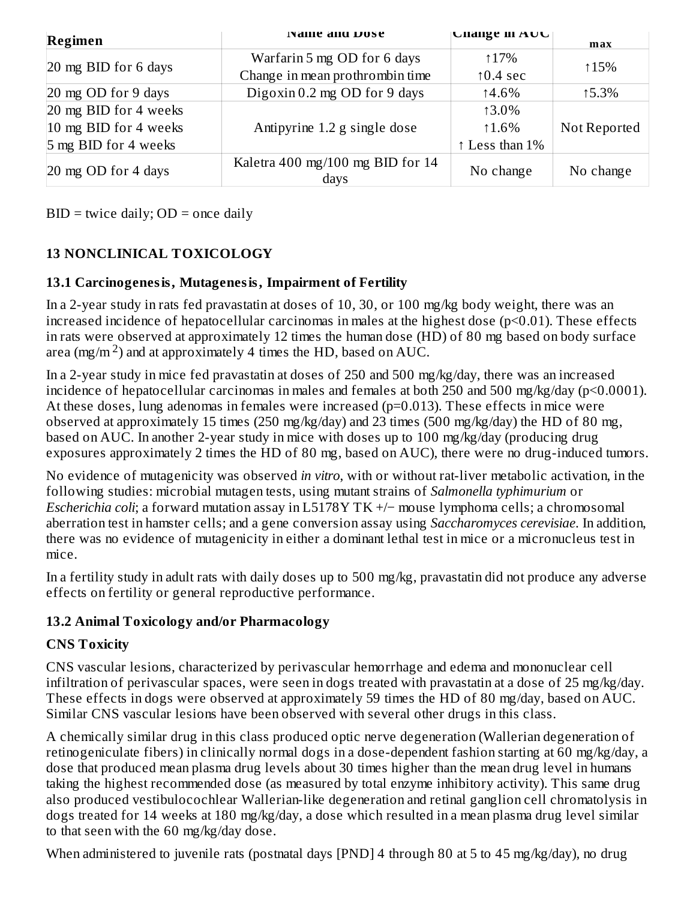| Regimen | Name and Dose | Change in AUC | max |
|---|---|---|---|
| 20 mg BID for 6 days | Warfarin 5 mg OD for 6 days<br>Change in mean prothrombin time | ↑17%<br>↑0.4 sec | ↑15% |
| 20 mg OD for 9 days | Digoxin 0.2 mg OD for 9 days | ↑4.6% | ↑5.3% |
| 20 mg BID for 4 weeks<br>10 mg BID for 4 weeks<br>5 mg BID for 4 weeks | Antipyrine 1.2 g single dose | ↑3.0%<br>↑1.6%<br>↑ Less than 1% | Not Reported |
| 20 mg OD for 4 days | Kaletra 400 mg/100 mg BID for 14 days | No change | No change |

BID = twice daily; OD = once daily

## 13 NONCLINICAL TOXICOLOGY

### 13.1 Carcinogenesis, Mutagenesis, Impairment of Fertility

In a 2-year study in rats fed pravastatin at doses of 10, 30, or 100 mg/kg body weight, there was an increased incidence of hepatocellular carcinomas in males at the highest dose ($p<0.01$). These effects in rats were observed at approximately 12 times the human dose (HD) of 80 mg based on body surface area ($mg/m^2$) and at approximately 4 times the HD, based on AUC.

In a 2-year study in mice fed pravastatin at doses of 250 and 500 mg/kg/day, there was an increased incidence of hepatocellular carcinomas in males and females at both 250 and 500 mg/kg/day ($p<0.0001$). At these doses, lung adenomas in females were increased ($p=0.013$). These effects in mice were observed at approximately 15 times (250 mg/kg/day) and 23 times (500 mg/kg/day) the HD of 80 mg, based on AUC. In another 2-year study in mice with doses up to 100 mg/kg/day (producing drug exposures approximately 2 times the HD of 80 mg, based on AUC), there were no drug-induced tumors.

No evidence of mutagenicity was observed *in vitro*, with or without rat-liver metabolic activation, in the following studies: microbial mutagen tests, using mutant strains of *Salmonella typhimurium* or *Escherichia coli*; a forward mutation assay in L5178Y TK +/− mouse lymphoma cells; a chromosomal aberration test in hamster cells; and a gene conversion assay using *Saccharomyces cerevisiae*. In addition, there was no evidence of mutagenicity in either a dominant lethal test in mice or a micronucleus test in mice.

In a fertility study in adult rats with daily doses up to 500 mg/kg, pravastatin did not produce any adverse effects on fertility or general reproductive performance.

### 13.2 Animal Toxicology and/or Pharmacology

**CNS Toxicity**

CNS vascular lesions, characterized by perivascular hemorrhage and edema and mononuclear cell infiltration of perivascular spaces, were seen in dogs treated with pravastatin at a dose of 25 mg/kg/day. These effects in dogs were observed at approximately 59 times the HD of 80 mg/day, based on AUC. Similar CNS vascular lesions have been observed with several other drugs in this class.

A chemically similar drug in this class produced optic nerve degeneration (Wallerian degeneration of retinogeniculate fibers) in clinically normal dogs in a dose-dependent fashion starting at 60 mg/kg/day, a dose that produced mean plasma drug levels about 30 times higher than the mean drug level in humans taking the highest recommended dose (as measured by total enzyme inhibitory activity). This same drug also produced vestibulocochlear Wallerian-like degeneration and retinal ganglion cell chromatolysis in dogs treated for 14 weeks at 180 mg/kg/day, a dose which resulted in a mean plasma drug level similar to that seen with the 60 mg/kg/day dose.

When administered to juvenile rats (postnatal days [PND] 4 through 80 at 5 to 45 mg/kg/day), no drug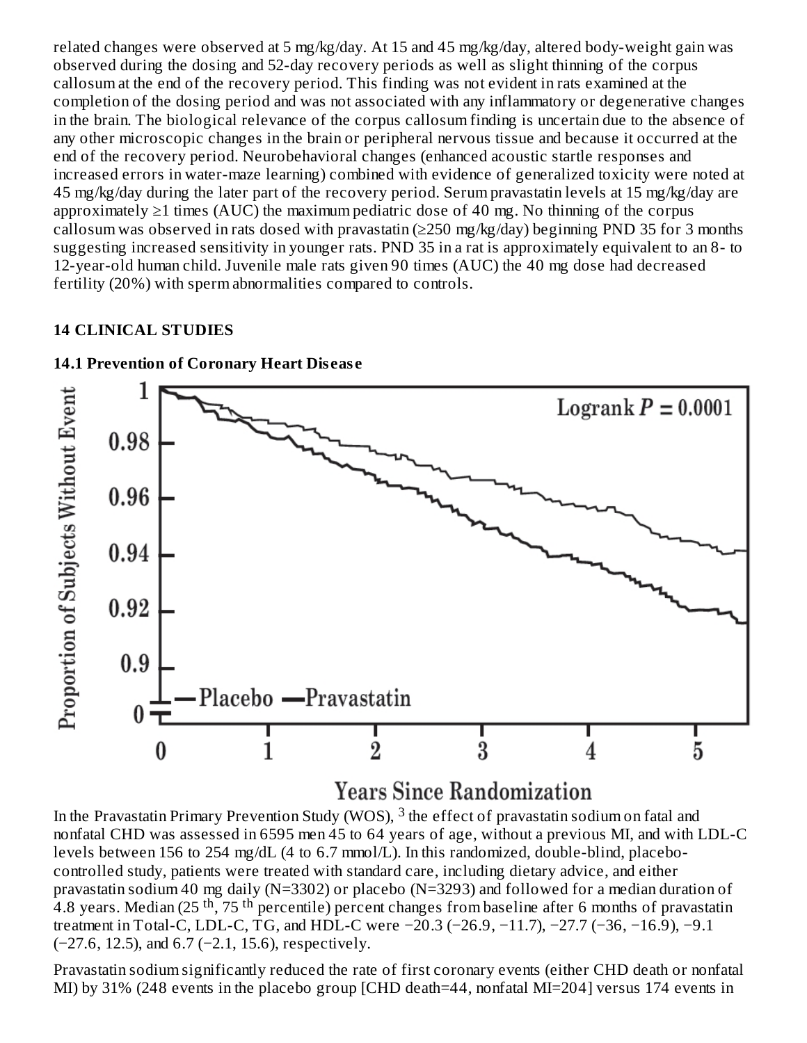related changes were observed at 5 mg/kg/day. At 15 and 45 mg/kg/day, altered body-weight gain was observed during the dosing and 52-day recovery periods as well as slight thinning of the corpus callosum at the end of the recovery period. This finding was not evident in rats examined at the completion of the dosing period and was not associated with any inflammatory or degenerative changes in the brain. The biological relevance of the corpus callosum finding is uncertain due to the absence of any other microscopic changes in the brain or peripheral nervous tissue and because it occurred at the end of the recovery period. Neurobehavioral changes (enhanced acoustic startle responses and increased errors in water-maze learning) combined with evidence of generalized toxicity were noted at 45 mg/kg/day during the later part of the recovery period. Serum pravastatin levels at 15 mg/kg/day are approximately ≥1 times (AUC) the maximum pediatric dose of 40 mg. No thinning of the corpus callosum was observed in rats dosed with pravastatin (≥250 mg/kg/day) beginning PND 35 for 3 months suggesting increased sensitivity in younger rats. PND 35 in a rat is approximately equivalent to an 8- to 12-year-old human child. Juvenile male rats given 90 times (AUC) the 40 mg dose had decreased fertility (20%) with sperm abnormalities compared to controls.

## 14 CLINICAL STUDIES

### 14.1 Prevention of Coronary Heart Disease

Logrank $P = 0.0001$

Proportion of Subjects Without Event

Placebo — Pravastatin

Years Since Randomization

In the Pravastatin Primary Prevention Study (WOS), [3] the effect of pravastatin sodium on fatal and nonfatal CHD was assessed in 6595 men 45 to 64 years of age, without a previous MI, and with LDL-C levels between 156 to 254 mg/dL (4 to 6.7 mmol/L). In this randomized, double-blind, placebo-controlled study, patients were treated with standard care, including dietary advice, and either pravastatin sodium 40 mg daily (N=3302) or placebo (N=3293) and followed for a median duration of 4.8 years. Median (25 th, 75 th percentile) percent changes from baseline after 6 months of pravastatin treatment in Total-C, LDL-C, TG, and HDL-C were −20.3 (−26.9, −11.7), −27.7 (−36, −16.9), −9.1 (−27.6, 12.5), and 6.7 (−2.1, 15.6), respectively.

Pravastatin sodium significantly reduced the rate of first coronary events (either CHD death or nonfatal MI) by 31% (248 events in the placebo group [CHD death=44, nonfatal MI=204] versus 174 events in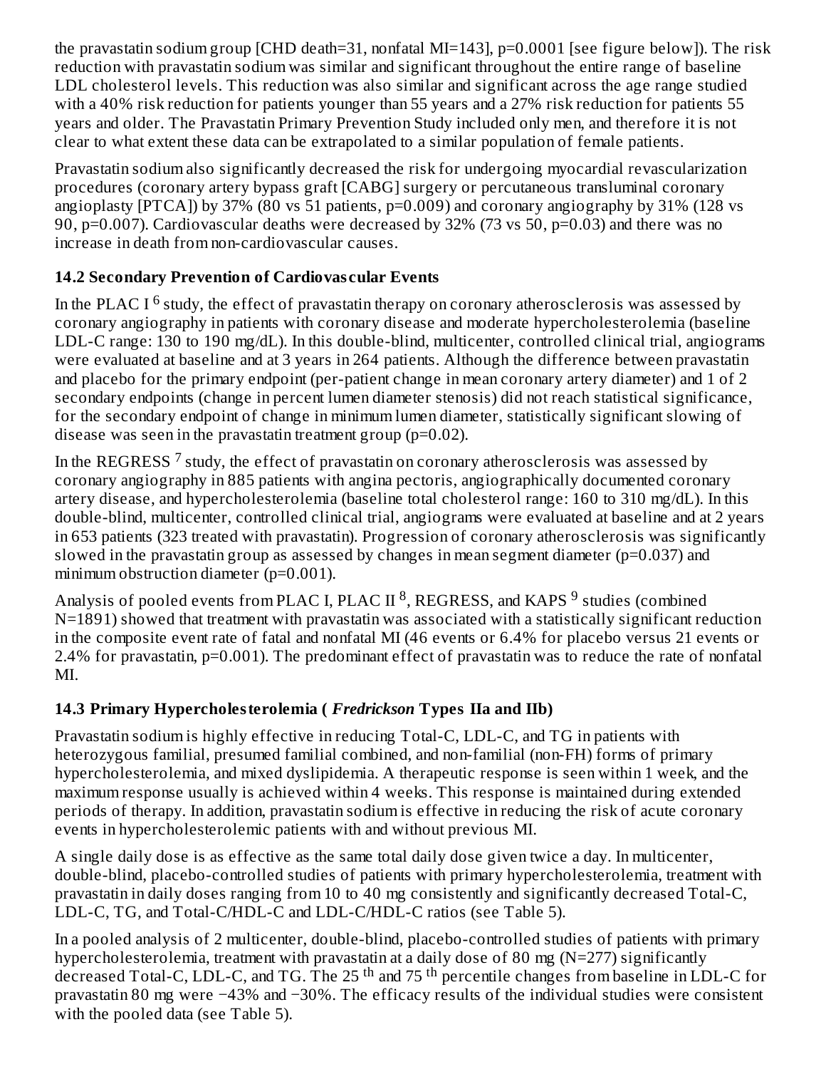the pravastatin sodium group [CHD death=31, nonfatal MI=143], p=0.0001 [see figure below]). The risk reduction with pravastatin sodium was similar and significant throughout the entire range of baseline LDL cholesterol levels. This reduction was also similar and significant across the age range studied with a 40% risk reduction for patients younger than 55 years and a 27% risk reduction for patients 55 years and older. The Pravastatin Primary Prevention Study included only men, and therefore it is not clear to what extent these data can be extrapolated to a similar population of female patients.

Pravastatin sodium also significantly decreased the risk for undergoing myocardial revascularization procedures (coronary artery bypass graft [CABG] surgery or percutaneous transluminal coronary angioplasty [PTCA]) by 37% (80 vs 51 patients, p=0.009) and coronary angiography by 31% (128 vs 90, p=0.007). Cardiovascular deaths were decreased by 32% (73 vs 50, p=0.03) and there was no increase in death from non-cardiovascular causes.

### 14.2 Secondary Prevention of Cardiovascular Events

In the PLAC I [6] study, the effect of pravastatin therapy on coronary atherosclerosis was assessed by coronary angiography in patients with coronary disease and moderate hypercholesterolemia (baseline LDL-C range: 130 to 190 mg/dL). In this double-blind, multicenter, controlled clinical trial, angiograms were evaluated at baseline and at 3 years in 264 patients. Although the difference between pravastatin and placebo for the primary endpoint (per-patient change in mean coronary artery diameter) and 1 of 2 secondary endpoints (change in percent lumen diameter stenosis) did not reach statistical significance, for the secondary endpoint of change in minimum lumen diameter, statistically significant slowing of disease was seen in the pravastatin treatment group (p=0.02).

In the REGRESS [7] study, the effect of pravastatin on coronary atherosclerosis was assessed by coronary angiography in 885 patients with angina pectoris, angiographically documented coronary artery disease, and hypercholesterolemia (baseline total cholesterol range: 160 to 310 mg/dL). In this double-blind, multicenter, controlled clinical trial, angiograms were evaluated at baseline and at 2 years in 653 patients (323 treated with pravastatin). Progression of coronary atherosclerosis was significantly slowed in the pravastatin group as assessed by changes in mean segment diameter (p=0.037) and minimum obstruction diameter (p=0.001).

Analysis of pooled events from PLAC I, PLAC II [8], REGRESS, and KAPS [9] studies (combined N=1891) showed that treatment with pravastatin was associated with a statistically significant reduction in the composite event rate of fatal and nonfatal MI (46 events or 6.4% for placebo versus 21 events or 2.4% for pravastatin, p=0.001). The predominant effect of pravastatin was to reduce the rate of nonfatal MI.

### 14.3 Primary Hypercholesterolemia ( *Fredrickson* Types IIa and IIb)

Pravastatin sodium is highly effective in reducing Total-C, LDL-C, and TG in patients with heterozygous familial, presumed familial combined, and non-familial (non-FH) forms of primary hypercholesterolemia, and mixed dyslipidemia. A therapeutic response is seen within 1 week, and the maximum response usually is achieved within 4 weeks. This response is maintained during extended periods of therapy. In addition, pravastatin sodium is effective in reducing the risk of acute coronary events in hypercholesterolemic patients with and without previous MI.

A single daily dose is as effective as the same total daily dose given twice a day. In multicenter, double-blind, placebo-controlled studies of patients with primary hypercholesterolemia, treatment with pravastatin in daily doses ranging from 10 to 40 mg consistently and significantly decreased Total-C, LDL-C, TG, and Total-C/HDL-C and LDL-C/HDL-C ratios (see Table 5).

In a pooled analysis of 2 multicenter, double-blind, placebo-controlled studies of patients with primary hypercholesterolemia, treatment with pravastatin at a daily dose of 80 mg (N=277) significantly decreased Total-C, LDL-C, and TG. The 25 $^{th}$ and 75 $^{th}$ percentile changes from baseline in LDL-C for pravastatin 80 mg were −43% and −30%. The efficacy results of the individual studies were consistent with the pooled data (see Table 5).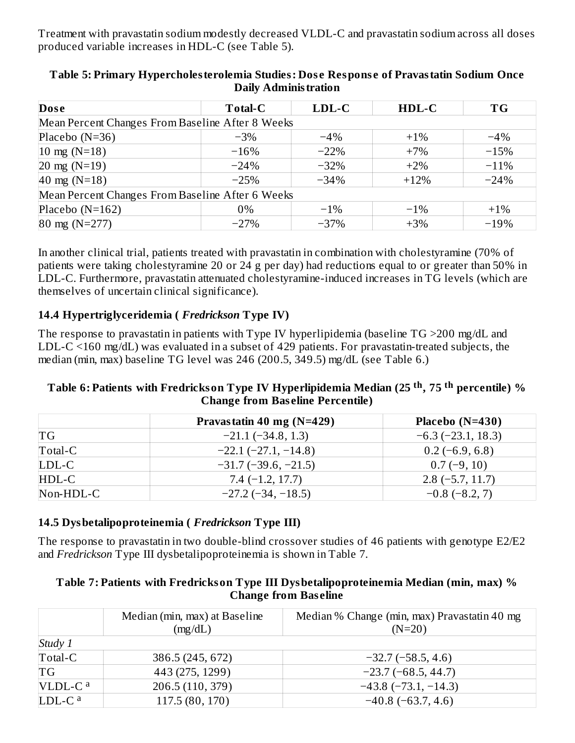Treatment with pravastatin sodium modestly decreased VLDL-C and pravastatin sodium across all doses produced variable increases in HDL-C (see Table 5).

**Table 5: Primary Hypercholesterolemia Studies: Dose Response of Pravastatin Sodium Once Daily Administration**

| Dose | Total-C | LDL-C | HDL-C | TG |
|---|---|---|---|---|
| Mean Percent Changes From Baseline After 8 Weeks | | | | |
| Placebo (N=36) | −3% | −4% | +1% | −4% |
| 10 mg (N=18) | −16% | −22% | +7% | −15% |
| 20 mg (N=19) | −24% | −32% | +2% | −11% |
| 40 mg (N=18) | −25% | −34% | +12% | −24% |
| Mean Percent Changes From Baseline After 6 Weeks | | | | |
| Placebo (N=162) | 0% | −1% | −1% | +1% |
| 80 mg (N=277) | −27% | −37% | +3% | −19% |

In another clinical trial, patients treated with pravastatin in combination with cholestyramine (70% of patients were taking cholestyramine 20 or 24 g per day) had reductions equal to or greater than 50% in LDL-C. Furthermore, pravastatin attenuated cholestyramine-induced increases in TG levels (which are themselves of uncertain clinical significance).

### 14.4 Hypertriglyceridemia ( *Fredrickson* Type IV)

The response to pravastatin in patients with Type IV hyperlipidemia (baseline TG >200 mg/dL and LDL-C <160 mg/dL) was evaluated in a subset of 429 patients. For pravastatin-treated subjects, the median (min, max) baseline TG level was 246 (200.5, 349.5) mg/dL (see Table 6.)

**Table 6: Patients with Fredrickson Type IV Hyperlipidemia Median (25 th, 75 th percentile) % Change from Baseline Percentile)**

| | Pravastatin 40 mg (N=429) | Placebo (N=430) |
|---|---|---|
| TG | −21.1 (−34.8, 1.3) | −6.3 (−23.1, 18.3) |
| Total-C | −22.1 (−27.1, −14.8) | 0.2 (−6.9, 6.8) |
| LDL-C | −31.7 (−39.6, −21.5) | 0.7 (−9, 10) |
| HDL-C | 7.4 (−1.2, 17.7) | 2.8 (−5.7, 11.7) |
| Non-HDL-C | −27.2 (−34, −18.5) | −0.8 (−8.2, 7) |

### 14.5 Dysbetalipoproteinemia ( *Fredrickson* Type III)

The response to pravastatin in two double-blind crossover studies of 46 patients with genotype E2/E2 and *Fredrickson* Type III dysbetalipoproteinemia is shown in Table 7.

**Table 7: Patients with Fredrickson Type III Dysbetalipoproteinemia Median (min, max) % Change from Baseline**

| | Median (min, max) at Baseline (mg/dL) | Median % Change (min, max) Pravastatin 40 mg (N=20) |
|---|---|---|
| *Study 1* | | |
| Total-C | 386.5 (245, 672) | −32.7 (−58.5, 4.6) |
| TG | 443 (275, 1299) | −23.7 (−68.5, 44.7) |
| VLDL-C [a] | 206.5 (110, 379) | −43.8 (−73.1, −14.3) |
| LDL-C [a] | 117.5 (80, 170) | −40.8 (−63.7, 4.6) |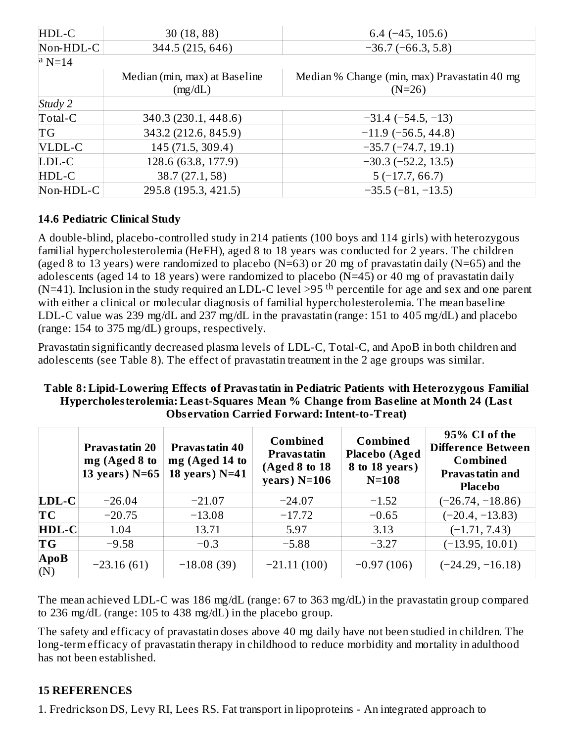| | | |
|---|---|---|
| HDL-C | 30 (18, 88) | 6.4 (−45, 105.6) |
| Non-HDL-C | 344.5 (215, 646) | −36.7 (−66.3, 5.8) |
| [a] N=14 | | |
| | Median (min, max) at Baseline (mg/dL) | Median % Change (min, max) Pravastatin 40 mg (N=26) |
| *Study 2* | | |
| Total-C | 340.3 (230.1, 448.6) | −31.4 (−54.5, −13) |
| TG | 343.2 (212.6, 845.9) | −11.9 (−56.5, 44.8) |
| VLDL-C | 145 (71.5, 309.4) | −35.7 (−74.7, 19.1) |
| LDL-C | 128.6 (63.8, 177.9) | −30.3 (−52.2, 13.5) |
| HDL-C | 38.7 (27.1, 58) | 5 (−17.7, 66.7) |
| Non-HDL-C | 295.8 (195.3, 421.5) | −35.5 (−81, −13.5) |

### 14.6 Pediatric Clinical Study

A double-blind, placebo-controlled study in 214 patients (100 boys and 114 girls) with heterozygous familial hypercholesterolemia (HeFH), aged 8 to 18 years was conducted for 2 years. The children (aged 8 to 13 years) were randomized to placebo (N=63) or 20 mg of pravastatin daily (N=65) and the adolescents (aged 14 to 18 years) were randomized to placebo (N=45) or 40 mg of pravastatin daily (N=41). Inclusion in the study required an LDL-C level >95 th percentile for age and sex and one parent with either a clinical or molecular diagnosis of familial hypercholesterolemia. The mean baseline LDL-C value was 239 mg/dL and 237 mg/dL in the pravastatin (range: 151 to 405 mg/dL) and placebo (range: 154 to 375 mg/dL) groups, respectively.

Pravastatin significantly decreased plasma levels of LDL-C, Total-C, and ApoB in both children and adolescents (see Table 8). The effect of pravastatin treatment in the 2 age groups was similar.

**Table 8: Lipid-Lowering Effects of Pravastatin in Pediatric Patients with Heterozygous Familial Hypercholesterolemia: Least-Squares Mean % Change from Baseline at Month 24 (Last Observation Carried Forward: Intent-to-Treat)**

| | Pravastatin 20 mg (Aged 8 to 13 years) N=65 | Pravastatin 40 mg (Aged 14 to 18 years) N=41 | Combined Pravastatin (Aged 8 to 18 years) N=106 | Combined Placebo (Aged 8 to 18 years) N=108 | 95% CI of the Difference Between Combined Pravastatin and Placebo |
|---|---|---|---|---|---|
| **LDL-C** | −26.04 | −21.07 | −24.07 | −1.52 | (−26.74, −18.86) |
| **TC** | −20.75 | −13.08 | −17.72 | −0.65 | (−20.4, −13.83) |
| **HDL-C** | 1.04 | 13.71 | 5.97 | 3.13 | (−1.71, 7.43) |
| **TG** | −9.58 | −0.3 | −5.88 | −3.27 | (−13.95, 10.01) |
| **ApoB** (N) | −23.16 (61) | −18.08 (39) | −21.11 (100) | −0.97 (106) | (−24.29, −16.18) |

The mean achieved LDL-C was 186 mg/dL (range: 67 to 363 mg/dL) in the pravastatin group compared to 236 mg/dL (range: 105 to 438 mg/dL) in the placebo group.

The safety and efficacy of pravastatin doses above 40 mg daily have not been studied in children. The long-term efficacy of pravastatin therapy in childhood to reduce morbidity and mortality in adulthood has not been established.

## 15 REFERENCES

1. Fredrickson DS, Levy RI, Lees RS. Fat transport in lipoproteins - An integrated approach to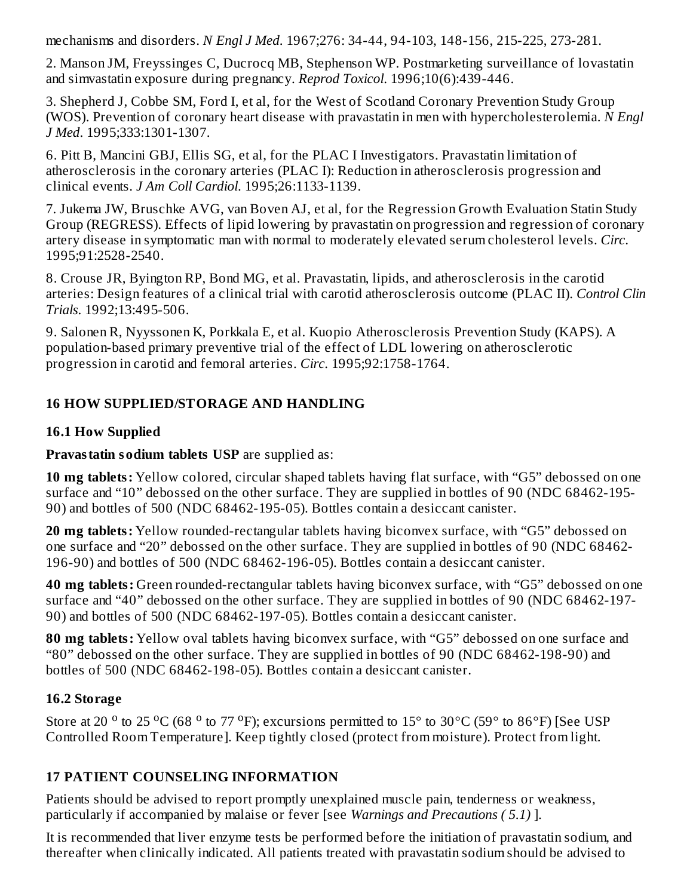mechanisms and disorders. *N Engl J Med*. 1967;276: 34-44, 94-103, 148-156, 215-225, 273-281.

2. Manson JM, Freyssinges C, Ducrocq MB, Stephenson WP. Postmarketing surveillance of lovastatin and simvastatin exposure during pregnancy. *Reprod Toxicol*. 1996;10(6):439-446.

3. Shepherd J, Cobbe SM, Ford I, et al, for the West of Scotland Coronary Prevention Study Group (WOS). Prevention of coronary heart disease with pravastatin in men with hypercholesterolemia. *N Engl J Med*. 1995;333:1301-1307.

6. Pitt B, Mancini GBJ, Ellis SG, et al, for the PLAC I Investigators. Pravastatin limitation of atherosclerosis in the coronary arteries (PLAC I): Reduction in atherosclerosis progression and clinical events. *J Am Coll Cardiol*. 1995;26:1133-1139.

7. Jukema JW, Bruschke AVG, van Boven AJ, et al, for the Regression Growth Evaluation Statin Study Group (REGRESS). Effects of lipid lowering by pravastatin on progression and regression of coronary artery disease in symptomatic man with normal to moderately elevated serum cholesterol levels. *Circ*. 1995;91:2528-2540.

8. Crouse JR, Byington RP, Bond MG, et al. Pravastatin, lipids, and atherosclerosis in the carotid arteries: Design features of a clinical trial with carotid atherosclerosis outcome (PLAC II). *Control Clin Trials*. 1992;13:495-506.

9. Salonen R, Nyyssonen K, Porkkala E, et al. Kuopio Atherosclerosis Prevention Study (KAPS). A population-based primary preventive trial of the effect of LDL lowering on atherosclerotic progression in carotid and femoral arteries. *Circ*. 1995;92:1758-1764.

## 16 HOW SUPPLIED/STORAGE AND HANDLING

### 16.1 How Supplied

**Pravastatin sodium tablets USP** are supplied as:

**10 mg tablets:** Yellow colored, circular shaped tablets having flat surface, with “G5” debossed on one surface and “10” debossed on the other surface. They are supplied in bottles of 90 (NDC 68462-195-90) and bottles of 500 (NDC 68462-195-05). Bottles contain a desiccant canister.

**20 mg tablets:** Yellow rounded-rectangular tablets having biconvex surface, with “G5” debossed on one surface and “20” debossed on the other surface. They are supplied in bottles of 90 (NDC 68462-196-90) and bottles of 500 (NDC 68462-196-05). Bottles contain a desiccant canister.

**40 mg tablets:** Green rounded-rectangular tablets having biconvex surface, with “G5” debossed on one surface and “40” debossed on the other surface. They are supplied in bottles of 90 (NDC 68462-197-90) and bottles of 500 (NDC 68462-197-05). Bottles contain a desiccant canister.

**80 mg tablets:** Yellow oval tablets having biconvex surface, with “G5” debossed on one surface and “80” debossed on the other surface. They are supplied in bottles of 90 (NDC 68462-198-90) and bottles of 500 (NDC 68462-198-05). Bottles contain a desiccant canister.

### 16.2 Storage

Store at 20 °C to 25 °C (68 °F to 77 °F); excursions permitted to 15° to 30°C (59° to 86°F) [See USP Controlled Room Temperature]. Keep tightly closed (protect from moisture). Protect from light.

## 17 PATIENT COUNSELING INFORMATION

Patients should be advised to report promptly unexplained muscle pain, tenderness or weakness, particularly if accompanied by malaise or fever [see *Warnings and Precautions ( 5.1)* ].

It is recommended that liver enzyme tests be performed before the initiation of pravastatin sodium, and thereafter when clinically indicated. All patients treated with pravastatin sodium should be advised to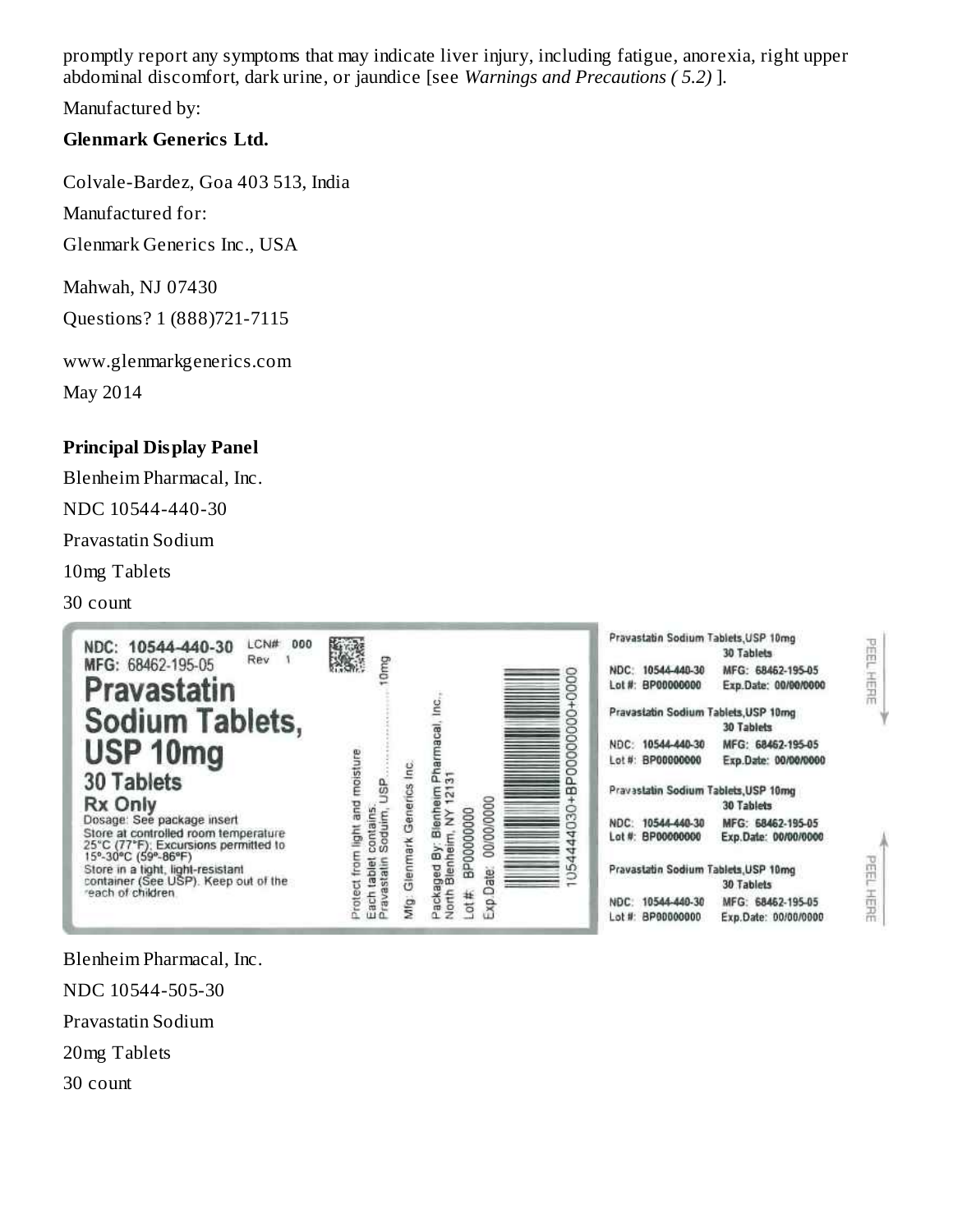promptly report any symptoms that may indicate liver injury, including fatigue, anorexia, right upper abdominal discomfort, dark urine, or jaundice [see *Warnings and Precautions ( 5.2)* ].

Manufactured by:

**Glenmark Generics Ltd.**

Colvale-Bardez, Goa 403 513, India

Manufactured for:

Glenmark Generics Inc., USA

Mahwah, NJ 07430

Questions? 1 (888)721-7115

www.glenmarkgenerics.com

May 2014

**Principal Display Panel**

Blenheim Pharmacal, Inc.

NDC 10544-440-30

Pravastatin Sodium

10mg Tablets

30 count

NDC: 10544-440-30 LCN# 000
MFG: 68462-195-05 Rev 1

**Pravastatin Sodium Tablets, USP 10mg**

**30 Tablets**

**Rx Only**

Dosage: See package insert
Store at controlled room temperature 25°C (77°F); Excursions permitted to 15°-30°C (59°-86°F)
Store in a tight, light-resistant container (See USP). Keep out of the reach of children.

Protect from light and moisture
Each tablet contains: Pravastatin Sodium, USP.............10mg

Mfg: Glenmark Generics Inc.

Packaged By: Blenheim Pharmacal, Inc., North Blenheim, NY 12131
Lot #: BP00000000
Exp Date: 00/00/0000

10544403­0+BP00000000+0000

Pravastatin Sodium Tablets,USP 10mg
30 Tablets
NDC: 10544-440-30 MFG: 68462-195-05
Lot #: BP00000000 Exp.Date: 00/00/0000

Pravastatin Sodium Tablets,USP 10mg
30 Tablets
NDC: 10544-440-30 MFG: 68462-195-05
Lot #: BP00000000 Exp.Date: 00/00/0000

Pravastatin Sodium Tablets,USP 10mg
30 Tablets
NDC: 10544-440-30 MFG: 68462-195-05
Lot #: BP00000000 Exp.Date: 00/00/0000

Pravastatin Sodium Tablets,USP 10mg
30 Tablets
NDC: 10544-440-30 MFG: 68462-195-05
Lot #: BP00000000 Exp.Date: 00/00/0000

PEEL HERE

PEEL HERE

Blenheim Pharmacal, Inc.

NDC 10544-505-30

Pravastatin Sodium

20mg Tablets

30 count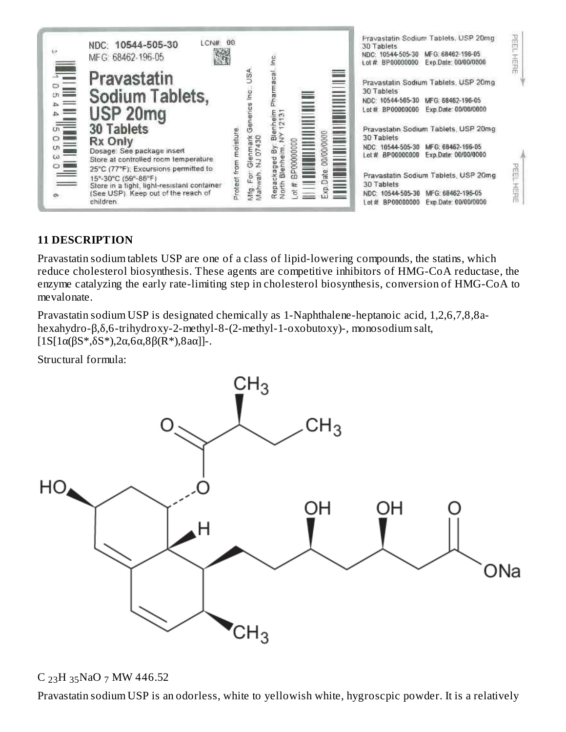NDC: 10544-505-30 LCN#: 00

MFG: 68462-196-05

**Pravastatin Sodium Tablets, USP 20mg**

**30 Tablets**

**Rx Only**

Dosage: See package insert

Store at controlled room temperature 25°C (77°F); Excursions permitted to 15°-30°C (59°-86°F)

Store in a tight, light-resistant container (See USP). Keep out of the reach of children.

Protect from moisture.

Mfg. For: Glenmark Generics Inc., USA, Mahwah, NJ 07430

Repackaged By: Blenheim Pharmacal, Inc. North Blenheim, NY 12131

Lot #: BP00000000

Exp. Date: 00/00/0000

Pravastatin Sodium Tablets, USP 20mg
30 Tablets
NDC: 10544-505-30 MFG: 68462-196-05
Lot # BP00000000 Exp.Date: 00/00/0000

Pravastatin Sodium Tablets, USP 20mg
30 Tablets
NDC: 10544-505-30 MFG: 68462-196-05
Lot # BP00000000 Exp.Date: 00/00/0000

Pravastatin Sodium Tablets, USP 20mg
30 Tablets
NDC: 10544-505-30 MFG: 68462-196-05
Lot # BP00000000 Exp.Date: 00/00/0000

Pravastatin Sodium Tablets, USP 20mg
30 Tablets
NDC: 10544-505-30 MFG: 68462-196-05
Lot # BP00000000 Exp.Date: 00/00/0000

PEEL HERE

PEEL HERE

## 11 DESCRIPTION

Pravastatin sodium tablets USP are one of a class of lipid-lowering compounds, the statins, which reduce cholesterol biosynthesis. These agents are competitive inhibitors of HMG-CoA reductase, the enzyme catalyzing the early rate-limiting step in cholesterol biosynthesis, conversion of HMG-CoA to mevalonate.

Pravastatin sodium USP is designated chemically as 1-Naphthalene-heptanoic acid, 1,2,6,7,8,8a-hexahydro-β,δ,6-trihydroxy-2-methyl-8-(2-methyl-1-oxobutoxy)-, monosodium salt, [1S[1α(βS*,δS*),2α,6α,8β(R*),8aα]]-.

Structural formula:

$C_{23}H_{35}NaO_7$ MW 446.52

Pravastatin sodium USP is an odorless, white to yellowish white, hygroscpic powder. It is a relatively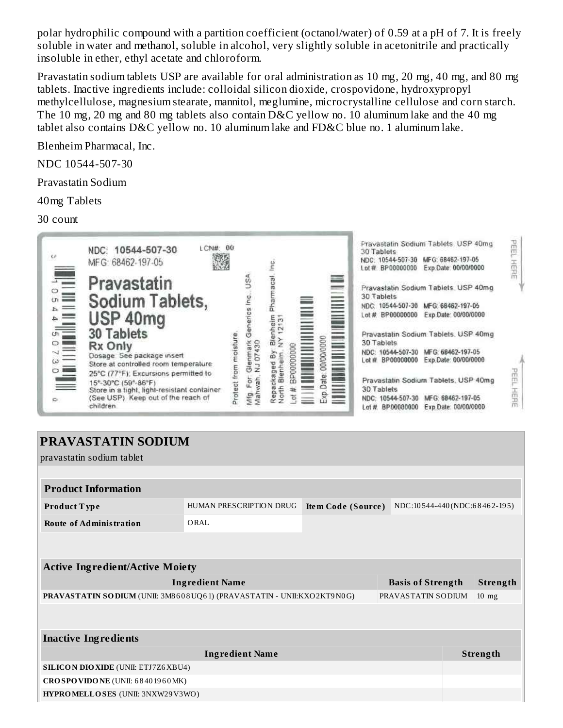polar hydrophilic compound with a partition coefficient (octanol/water) of 0.59 at a pH of 7. It is freely soluble in water and methanol, soluble in alcohol, very slightly soluble in acetonitrile and practically insoluble in ether, ethyl acetate and chloroform.

Pravastatin sodium tablets USP are available for oral administration as 10 mg, 20 mg, 40 mg, and 80 mg tablets. Inactive ingredients include: colloidal silicon dioxide, crospovidone, hydroxypropyl methylcellulose, magnesium stearate, mannitol, meglumine, microcrystalline cellulose and corn starch. The 10 mg, 20 mg and 80 mg tablets also contain D&C yellow no. 10 aluminum lake and the 40 mg tablet also contains D&C yellow no. 10 aluminum lake and FD&C blue no. 1 aluminum lake.

Blenheim Pharmacal, Inc.

NDC 10544-507-30

Pravastatin Sodium

40mg Tablets

30 count

NDC: 10544-507-30 LCN#: 00
MFG: 68462-197-05

Pravastatin Sodium Tablets, USP 40mg
30 Tablets
Rx Only
Dosage: See package insert
Store at controlled room temperature 25°C (77°F); Excursions permitted to 15°-30°C (59°-86°F)
Store in a tight, light-resistant container (See USP). Keep out of the reach of children.

Protect from moisture.
Mfg. For: Glenmark Generics Inc., USA Mahwah, NJ 07430
Repackaged By: Blenheim Pharmacal, Inc. North Blenheim, NY 12131
Lot # BP00000000
Exp.Date: 00/00/0000

Pravastatin Sodium Tablets, USP 40mg
30 Tablets
NDC: 10544-507-30 MFG: 68462-197-05
Lot # BP00000000 Exp.Date: 00/00/0000

PEEL HERE

# PRAVASTATIN SODIUM

pravastatin sodium tablet

| **Product Information** | | | |
|---|---|---|---|
| **Product Type** | HUMAN PRESCRIPTION DRUG | **Item Code (Source)** | NDC:10544-440(NDC:68462-195) |
| **Route of Administration** | ORAL | | |

| **Active Ingredient/Active Moiety** | | |
|---|---|---|
| **Ingredient Name** | **Basis of Strength** | **Strength** |
| **PRAVASTATIN SODIUM** (UNII: 3M8608UQ61) (PRAVASTATIN - UNII:KXO2KT9N0G) | PRAVASTATIN SODIUM | 10 mg |

| **Inactive Ingredients** | |
|---|---|
| **Ingredient Name** | **Strength** |
| **SILICON DIOXIDE** (UNII: ETJ7Z6XBU4) | |
| **CROSPOVIDONE** (UNII: 68401960MK) | |
| **HYPROMELLOSES** (UNII: 3NXW29V3WO) | |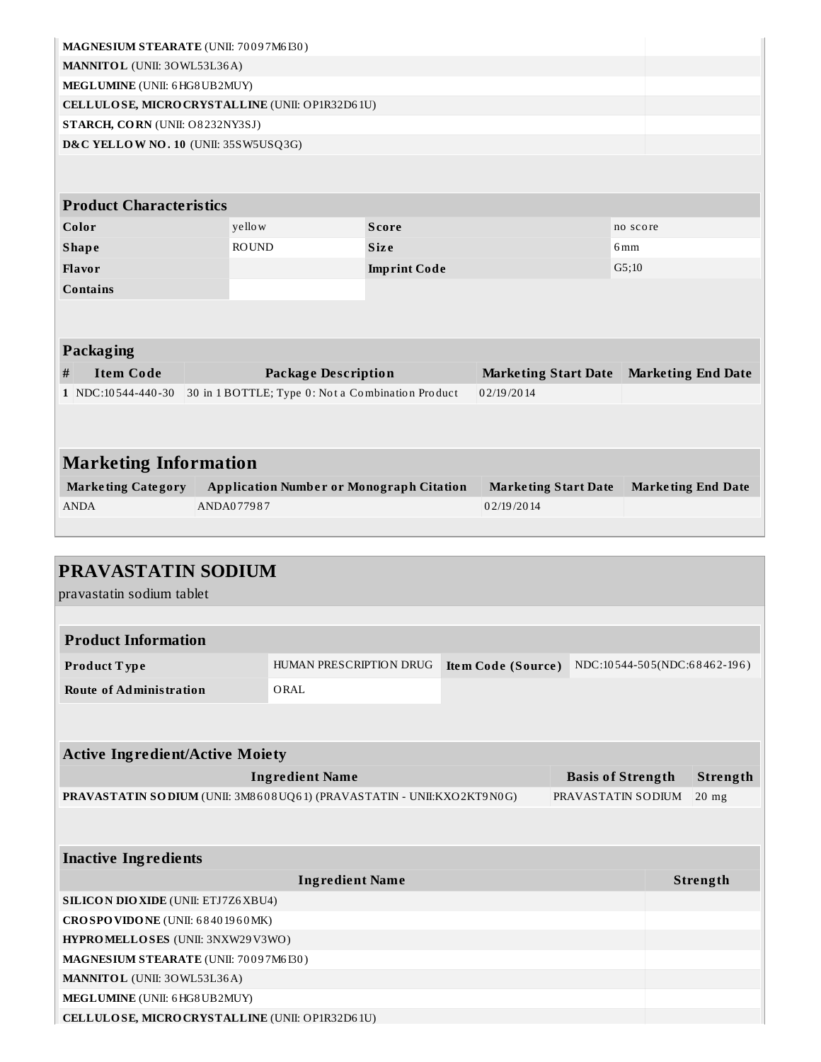| Ingredient Name | Strength |
|---|---|
| **MAGNESIUM STEARATE** (UNII: 70097M6I30) | |
| **MANNITOL** (UNII: 3OWL53L36A) | |
| **MEGLUMINE** (UNII: 6HG8UB2MUY) | |
| **CELLULOSE, MICROCRYSTALLINE** (UNII: OP1R32D61U) | |
| **STARCH, CORN** (UNII: O8232NY3SJ) | |
| **D&C YELLOW NO. 10** (UNII: 35SW5USQ3G) | |

| Product Characteristics | | | |
|---|---|---|---|
| **Color** | yellow | **Score** | no score |
| **Shape** | ROUND | **Size** | 6mm |
| **Flavor** | | **Imprint Code** | G5;10 |
| **Contains** | | | |

| Packaging | | | | |
|---|---|---|---|---|
| **#** | **Item Code** | **Package Description** | **Marketing Start Date** | **Marketing End Date** |
| 1 | NDC:10544-440-30 | 30 in 1 BOTTLE; Type 0: Not a Combination Product | 02/19/2014 | |

## Marketing Information

| Marketing Category | Application Number or Monograph Citation | Marketing Start Date | Marketing End Date |
|---|---|---|---|
| ANDA | ANDA077987 | 02/19/2014 | |

## PRAVASTATIN SODIUM

pravastatin sodium tablet

| Product Information | | | |
|---|---|---|---|
| **Product Type** | HUMAN PRESCRIPTION DRUG | **Item Code (Source)** | NDC:10544-505(NDC:68462-196) |
| **Route of Administration** | ORAL | | |

| Active Ingredient/Active Moiety | | |
|---|---|---|
| **Ingredient Name** | **Basis of Strength** | **Strength** |
| **PRAVASTATIN SODIUM** (UNII: 3M8608UQ61) (PRAVASTATIN - UNII:KXO2KT9N0G) | PRAVASTATIN SODIUM | 20 mg |

| Inactive Ingredients | |
|---|---|
| **Ingredient Name** | **Strength** |
| **SILICON DIOXIDE** (UNII: ETJ7Z6XBU4) | |
| **CROSPOVIDONE** (UNII: 68401960MK) | |
| **HYPROMELLOSES** (UNII: 3NXW29V3WO) | |
| **MAGNESIUM STEARATE** (UNII: 70097M6I30) | |
| **MANNITOL** (UNII: 3OWL53L36A) | |
| **MEGLUMINE** (UNII: 6HG8UB2MUY) | |
| **CELLULOSE, MICROCRYSTALLINE** (UNII: OP1R32D61U) | |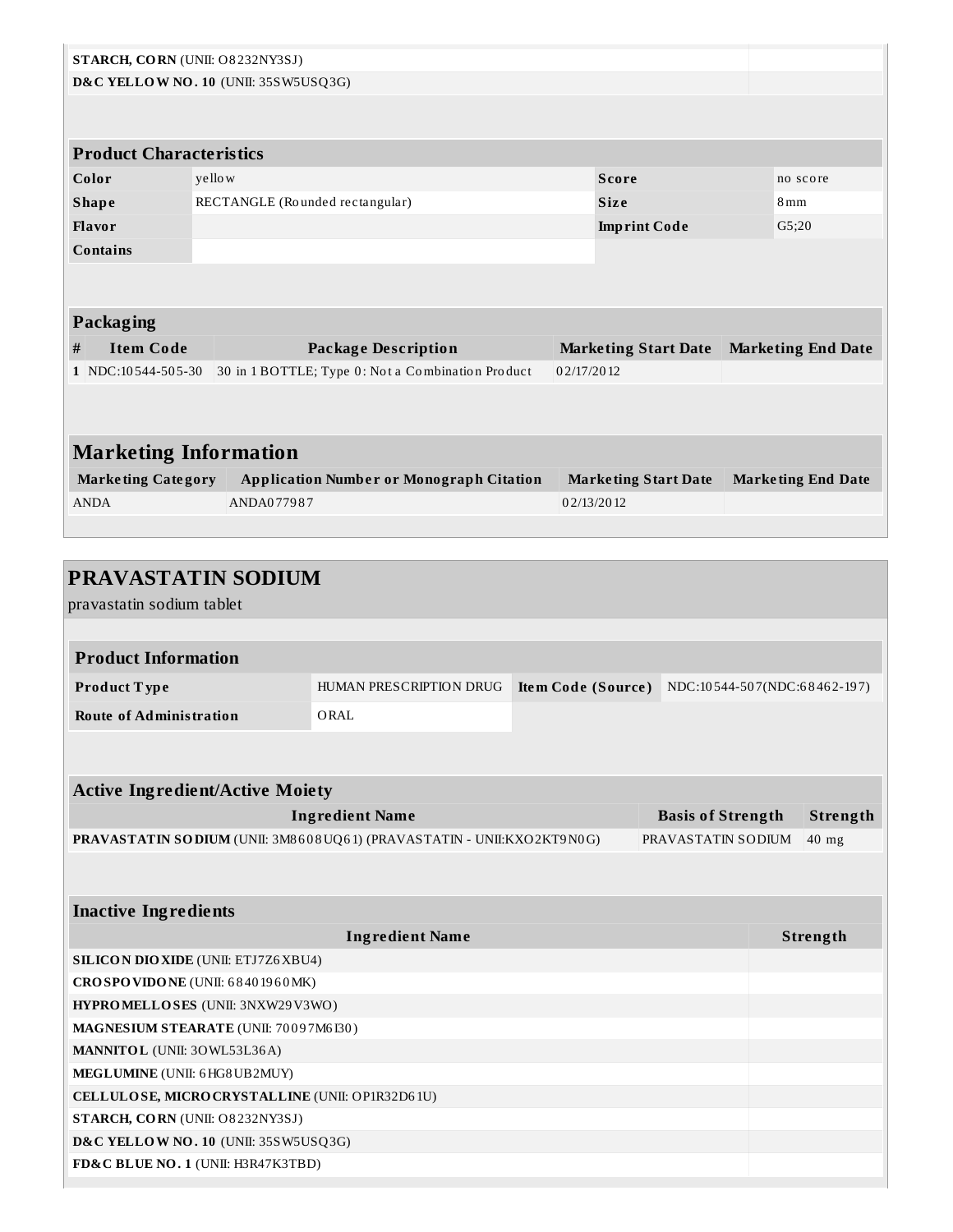| | |
|---|---|
| **STARCH, CORN** (UNII: O8232NY3SJ) | |
| **D&C YELLOW NO. 10** (UNII: 35SW5USQ3G) | |

| Product Characteristics | | | |
|---|---|---|---|
| **Color** | yellow | **Score** | no score |
| **Shape** | RECTANGLE (Rounded rectangular) | **Size** | 8mm |
| **Flavor** | | **Imprint Code** | G5;20 |
| **Contains** | | | |

**Packaging**

| # | Item Code | Package Description | Marketing Start Date | Marketing End Date |
|---|---|---|---|---|
| 1 | NDC:10544-505-30 | 30 in 1 BOTTLE; Type 0: Not a Combination Product | 02/17/2012 | |

## Marketing Information

| Marketing Category | Application Number or Monograph Citation | Marketing Start Date | Marketing End Date |
|---|---|---|---|
| ANDA | ANDA077987 | 02/13/2012 | |

## PRAVASTATIN SODIUM

pravastatin sodium tablet

| Product Information | | | |
|---|---|---|---|
| **Product Type** | HUMAN PRESCRIPTION DRUG | **Item Code (Source)** | NDC:10544-507(NDC:68462-197) |
| **Route of Administration** | ORAL | | |

**Active Ingredient/Active Moiety**

| Ingredient Name | Basis of Strength | Strength |
|---|---|---|
| **PRAVASTATIN SODIUM** (UNII: 3M8608UQ61) (PRAVASTATIN - UNII:KXO2KT9N0G) | PRAVASTATIN SODIUM | 40 mg |

**Inactive Ingredients**

| Ingredient Name | Strength |
|---|---|
| **SILICON DIOXIDE** (UNII: ETJ7Z6XBU4) | |
| **CROSPOVIDONE** (UNII: 68401960MK) | |
| **HYPROMELLOSES** (UNII: 3NXW29V3WO) | |
| **MAGNESIUM STEARATE** (UNII: 70097M6I30) | |
| **MANNITOL** (UNII: 3OWL53L36A) | |
| **MEGLUMINE** (UNII: 6HG8UB2MUY) | |
| **CELLULOSE, MICROCRYSTALLINE** (UNII: OP1R32D61U) | |
| **STARCH, CORN** (UNII: O8232NY3SJ) | |
| **D&C YELLOW NO. 10** (UNII: 35SW5USQ3G) | |
| **FD&C BLUE NO. 1** (UNII: H3R47K3TBD) | |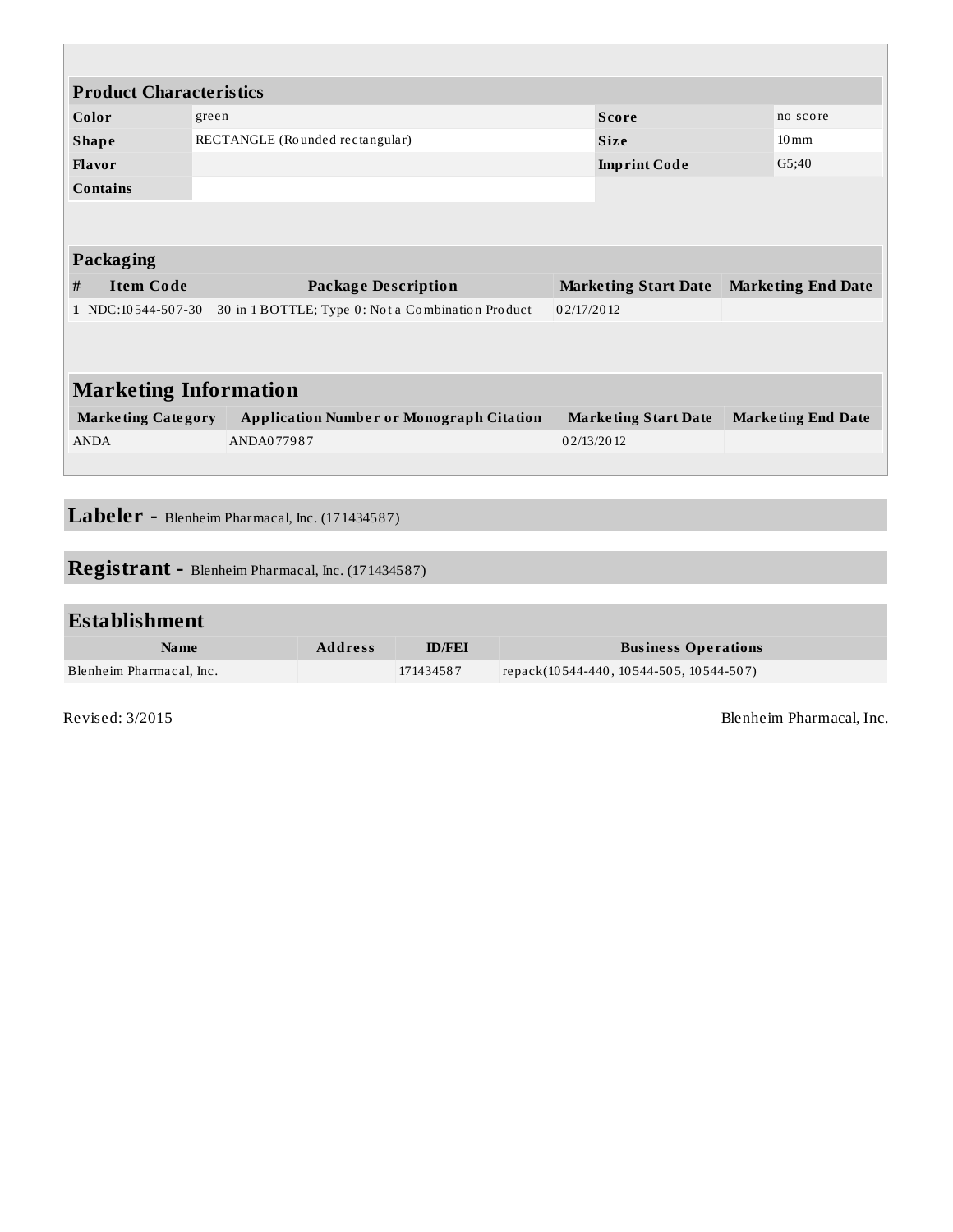## Product Characteristics

| | | | |
|---|---|---|---|
| **Color** | green | **Score** | no score |
| **Shape** | RECTANGLE (Rounded rectangular) | **Size** | 10mm |
| **Flavor** | | **Imprint Code** | G5;40 |
| **Contains** | | | |

## Packaging

| # | Item Code | Package Description | Marketing Start Date | Marketing End Date |
|---|---|---|---|---|
| 1 | NDC:10544-507-30 | 30 in 1 BOTTLE; Type 0: Not a Combination Product | 02/17/2012 | |

## Marketing Information

| Marketing Category | Application Number or Monograph Citation | Marketing Start Date | Marketing End Date |
|---|---|---|---|
| ANDA | ANDA077987 | 02/13/2012 | |

## Labeler - Blenheim Pharmacal, Inc. (171434587)

## Registrant - Blenheim Pharmacal, Inc. (171434587)

## Establishment

| Name | Address | ID/FEI | Business Operations |
|---|---|---|---|
| Blenheim Pharmacal, Inc. | | 171434587 | repack(10544-440, 10544-505, 10544-507) |

Revised: 3/2015

Blenheim Pharmacal, Inc.